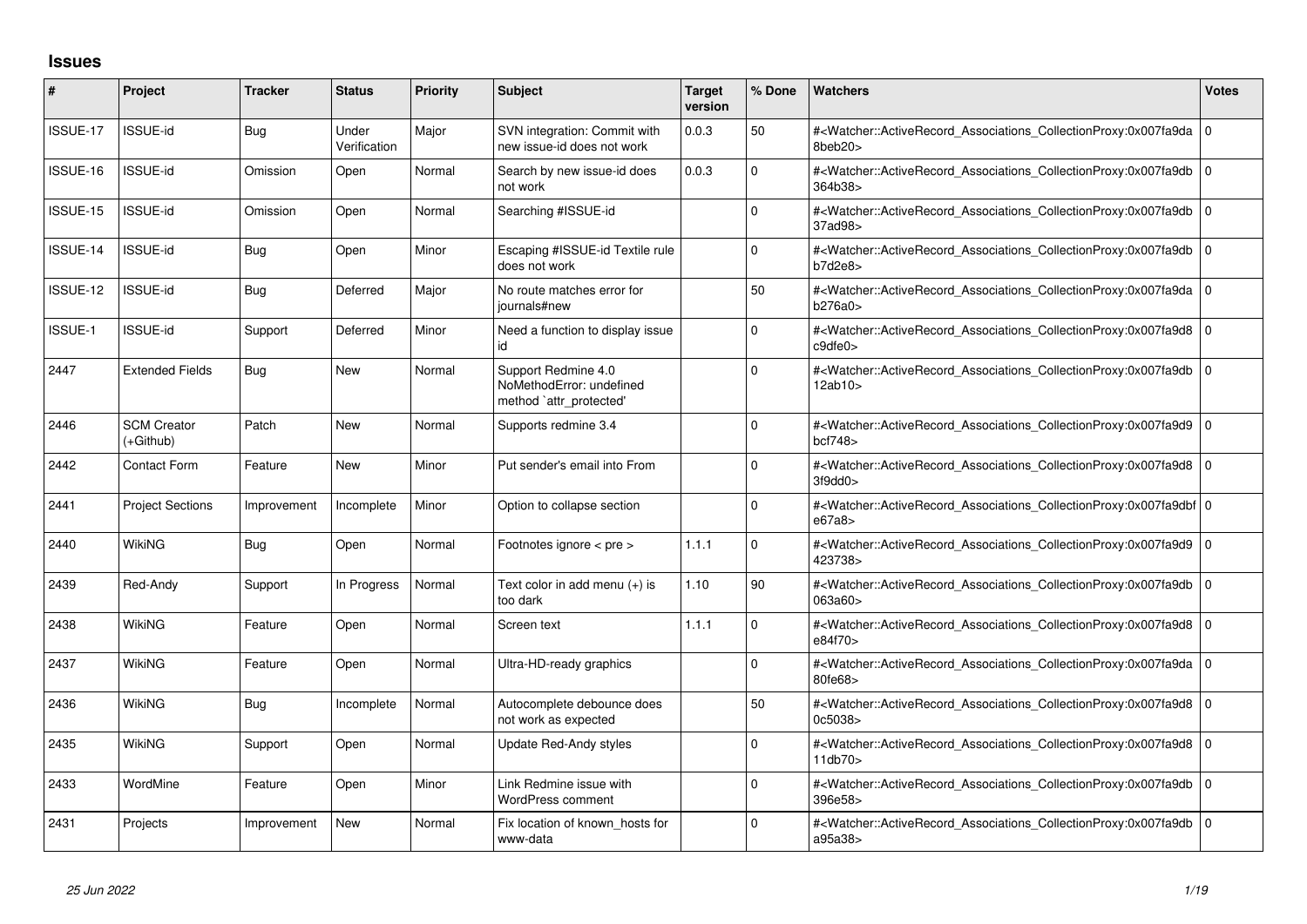## Issues

| # | Project | Tracker | Status | Priority | Subject | Target version | % Done | Watchers | Votes |
|---|---|---|---|---|---|---|---|---|---|
| ISSUE-17 | ISSUE-id | Bug | Under Verification | Major | SVN integration: Commit with new issue-id does not work | 0.0.3 | 50 | #<Watcher::ActiveRecord_Associations_CollectionProxy:0x007fa9da8beb20> | 0 |
| ISSUE-16 | ISSUE-id | Omission | Open | Normal | Search by new issue-id does not work | 0.0.3 | 0 | #<Watcher::ActiveRecord_Associations_CollectionProxy:0x007fa9db364b38> | 0 |
| ISSUE-15 | ISSUE-id | Omission | Open | Normal | Searching #ISSUE-id | | 0 | #<Watcher::ActiveRecord_Associations_CollectionProxy:0x007fa9db37ad98> | 0 |
| ISSUE-14 | ISSUE-id | Bug | Open | Minor | Escaping #ISSUE-id Textile rule does not work | | 0 | #<Watcher::ActiveRecord_Associations_CollectionProxy:0x007fa9dbb7d2e8> | 0 |
| ISSUE-12 | ISSUE-id | Bug | Deferred | Major | No route matches error for journals#new | | 50 | #<Watcher::ActiveRecord_Associations_CollectionProxy:0x007fa9dab276a0> | 0 |
| ISSUE-1 | ISSUE-id | Support | Deferred | Minor | Need a function to display issue id | | 0 | #<Watcher::ActiveRecord_Associations_CollectionProxy:0x007fa9d8c9dfe0> | 0 |
| 2447 | Extended Fields | Bug | New | Normal | Support Redmine 4.0 NoMethodError: undefined method `attr_protected' | | 0 | #<Watcher::ActiveRecord_Associations_CollectionProxy:0x007fa9db12ab10> | 0 |
| 2446 | SCM Creator (+Github) | Patch | New | Normal | Supports redmine 3.4 | | 0 | #<Watcher::ActiveRecord_Associations_CollectionProxy:0x007fa9d9bcf748> | 0 |
| 2442 | Contact Form | Feature | New | Minor | Put sender's email into From | | 0 | #<Watcher::ActiveRecord_Associations_CollectionProxy:0x007fa9d83f9dd0> | 0 |
| 2441 | Project Sections | Improvement | Incomplete | Minor | Option to collapse section | | 0 | #<Watcher::ActiveRecord_Associations_CollectionProxy:0x007fa9dbfe67a8> | 0 |
| 2440 | WikiNG | Bug | Open | Normal | Footnotes ignore < pre > | 1.1.1 | 0 | #<Watcher::ActiveRecord_Associations_CollectionProxy:0x007fa9d9423738> | 0 |
| 2439 | Red-Andy | Support | In Progress | Normal | Text color in add menu (+) is too dark | 1.10 | 90 | #<Watcher::ActiveRecord_Associations_CollectionProxy:0x007fa9db063a60> | 0 |
| 2438 | WikiNG | Feature | Open | Normal | Screen text | 1.1.1 | 0 | #<Watcher::ActiveRecord_Associations_CollectionProxy:0x007fa9d8e84f70> | 0 |
| 2437 | WikiNG | Feature | Open | Normal | Ultra-HD-ready graphics | | 0 | #<Watcher::ActiveRecord_Associations_CollectionProxy:0x007fa9da80fe68> | 0 |
| 2436 | WikiNG | Bug | Incomplete | Normal | Autocomplete debounce does not work as expected | | 50 | #<Watcher::ActiveRecord_Associations_CollectionProxy:0x007fa9d80c5038> | 0 |
| 2435 | WikiNG | Support | Open | Normal | Update Red-Andy styles | | 0 | #<Watcher::ActiveRecord_Associations_CollectionProxy:0x007fa9d811db70> | 0 |
| 2433 | WordMine | Feature | Open | Minor | Link Redmine issue with WordPress comment | | 0 | #<Watcher::ActiveRecord_Associations_CollectionProxy:0x007fa9db396e58> | 0 |
| 2431 | Projects | Improvement | New | Normal | Fix location of known_hosts for www-data | | 0 | #<Watcher::ActiveRecord_Associations_CollectionProxy:0x007fa9dba95a38> | 0 |

*25 Jun 2022*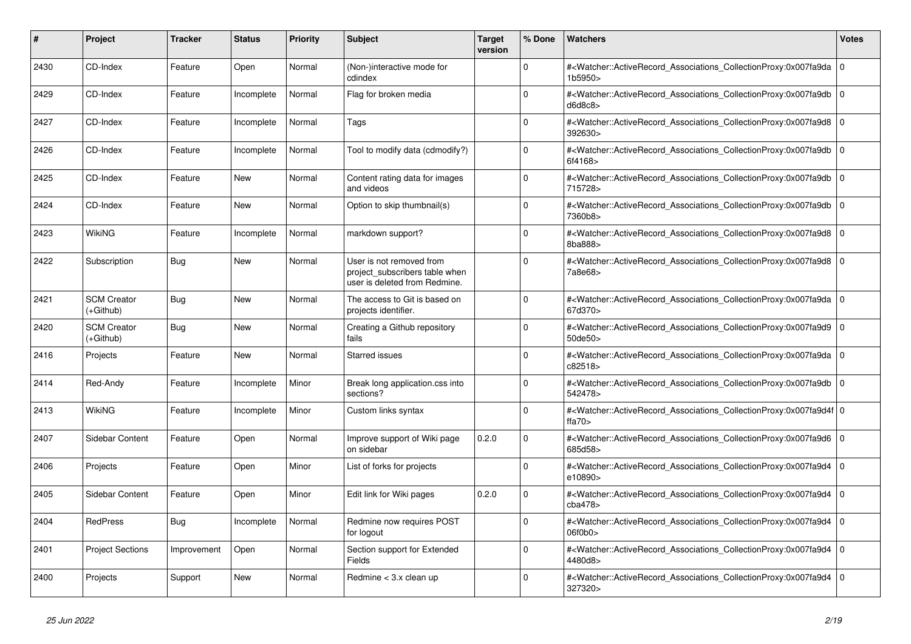| # | Project | Tracker | Status | Priority | Subject | Target version | % Done | Watchers | Votes |
|---|---|---|---|---|---|---|---|---|---|
| 2430 | CD-Index | Feature | Open | Normal | (Non-)interactive mode for cdindex | | 0 | #<Watcher::ActiveRecord_Associations_CollectionProxy:0x007fa9da1b5950> | 0 |
| 2429 | CD-Index | Feature | Incomplete | Normal | Flag for broken media | | 0 | #<Watcher::ActiveRecord_Associations_CollectionProxy:0x007fa9dbd6d8c8> | 0 |
| 2427 | CD-Index | Feature | Incomplete | Normal | Tags | | 0 | #<Watcher::ActiveRecord_Associations_CollectionProxy:0x007fa9d8392630> | 0 |
| 2426 | CD-Index | Feature | Incomplete | Normal | Tool to modify data (cdmodify?) | | 0 | #<Watcher::ActiveRecord_Associations_CollectionProxy:0x007fa9db6f4168> | 0 |
| 2425 | CD-Index | Feature | New | Normal | Content rating data for images and videos | | 0 | #<Watcher::ActiveRecord_Associations_CollectionProxy:0x007fa9db715728> | 0 |
| 2424 | CD-Index | Feature | New | Normal | Option to skip thumbnail(s) | | 0 | #<Watcher::ActiveRecord_Associations_CollectionProxy:0x007fa9db7360b8> | 0 |
| 2423 | WikiNG | Feature | Incomplete | Normal | markdown support? | | 0 | #<Watcher::ActiveRecord_Associations_CollectionProxy:0x007fa9d88ba888> | 0 |
| 2422 | Subscription | Bug | New | Normal | User is not removed from project_subscribers table when user is deleted from Redmine. | | 0 | #<Watcher::ActiveRecord_Associations_CollectionProxy:0x007fa9d87a8e68> | 0 |
| 2421 | SCM Creator (+Github) | Bug | New | Normal | The access to Git is based on projects identifier. | | 0 | #<Watcher::ActiveRecord_Associations_CollectionProxy:0x007fa9da67d370> | 0 |
| 2420 | SCM Creator (+Github) | Bug | New | Normal | Creating a Github repository fails | | 0 | #<Watcher::ActiveRecord_Associations_CollectionProxy:0x007fa9d950de50> | 0 |
| 2416 | Projects | Feature | New | Normal | Starred issues | | 0 | #<Watcher::ActiveRecord_Associations_CollectionProxy:0x007fa9dac82518> | 0 |
| 2414 | Red-Andy | Feature | Incomplete | Minor | Break long application.css into sections? | | 0 | #<Watcher::ActiveRecord_Associations_CollectionProxy:0x007fa9db542478> | 0 |
| 2413 | WikiNG | Feature | Incomplete | Minor | Custom links syntax | | 0 | #<Watcher::ActiveRecord_Associations_CollectionProxy:0x007fa9d4fffa70> | 0 |
| 2407 | Sidebar Content | Feature | Open | Normal | Improve support of Wiki page on sidebar | 0.2.0 | 0 | #<Watcher::ActiveRecord_Associations_CollectionProxy:0x007fa9d6685d58> | 0 |
| 2406 | Projects | Feature | Open | Minor | List of forks for projects | | 0 | #<Watcher::ActiveRecord_Associations_CollectionProxy:0x007fa9d4e10890> | 0 |
| 2405 | Sidebar Content | Feature | Open | Minor | Edit link for Wiki pages | 0.2.0 | 0 | #<Watcher::ActiveRecord_Associations_CollectionProxy:0x007fa9d4cba478> | 0 |
| 2404 | RedPress | Bug | Incomplete | Normal | Redmine now requires POST for logout | | 0 | #<Watcher::ActiveRecord_Associations_CollectionProxy:0x007fa9d406f0b0> | 0 |
| 2401 | Project Sections | Improvement | Open | Normal | Section support for Extended Fields | | 0 | #<Watcher::ActiveRecord_Associations_CollectionProxy:0x007fa9d44480d8> | 0 |
| 2400 | Projects | Support | New | Normal | Redmine < 3.x clean up | | 0 | #<Watcher::ActiveRecord_Associations_CollectionProxy:0x007fa9d4327320> | 0 |

*25 Jun 2022*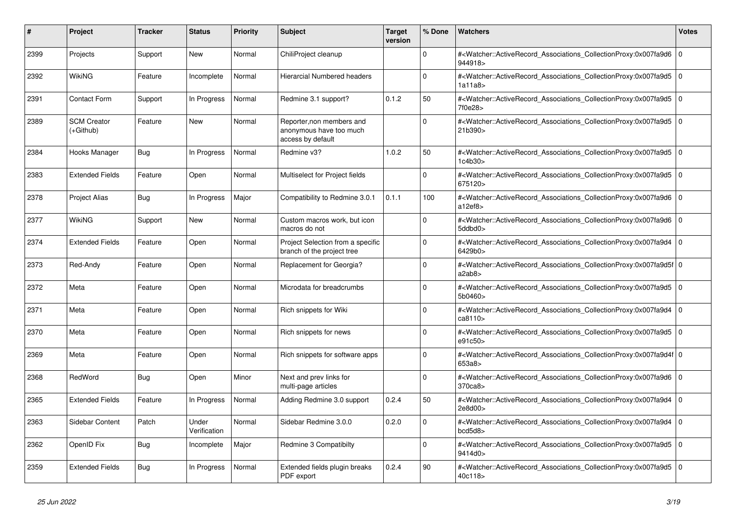| # | Project | Tracker | Status | Priority | Subject | Target version | % Done | Watchers | Votes |
|---|---|---|---|---|---|---|---|---|---|
| 2399 | Projects | Support | New | Normal | ChiliProject cleanup | | 0 | #<Watcher::ActiveRecord_Associations_CollectionProxy:0x007fa9d6944918> | 0 |
| 2392 | WikiNG | Feature | Incomplete | Normal | Hierarcial Numbered headers | | 0 | #<Watcher::ActiveRecord_Associations_CollectionProxy:0x007fa9d51a11a8> | 0 |
| 2391 | Contact Form | Support | In Progress | Normal | Redmine 3.1 support? | 0.1.2 | 50 | #<Watcher::ActiveRecord_Associations_CollectionProxy:0x007fa9d57f0e28> | 0 |
| 2389 | SCM Creator (+Github) | Feature | New | Normal | Reporter,non members and anonymous have too much access by default | | 0 | #<Watcher::ActiveRecord_Associations_CollectionProxy:0x007fa9d521b390> | 0 |
| 2384 | Hooks Manager | Bug | In Progress | Normal | Redmine v3? | 1.0.2 | 50 | #<Watcher::ActiveRecord_Associations_CollectionProxy:0x007fa9d51c4b30> | 0 |
| 2383 | Extended Fields | Feature | Open | Normal | Multiselect for Project fields | | 0 | #<Watcher::ActiveRecord_Associations_CollectionProxy:0x007fa9d5675120> | 0 |
| 2378 | Project Alias | Bug | In Progress | Major | Compatibility to Redmine 3.0.1 | 0.1.1 | 100 | #<Watcher::ActiveRecord_Associations_CollectionProxy:0x007fa9d6a12ef8> | 0 |
| 2377 | WikiNG | Support | New | Normal | Custom macros work, but icon macros do not | | 0 | #<Watcher::ActiveRecord_Associations_CollectionProxy:0x007fa9d65ddbd0> | 0 |
| 2374 | Extended Fields | Feature | Open | Normal | Project Selection from a specific branch of the project tree | | 0 | #<Watcher::ActiveRecord_Associations_CollectionProxy:0x007fa9d46429b0> | 0 |
| 2373 | Red-Andy | Feature | Open | Normal | Replacement for Georgia? | | 0 | #<Watcher::ActiveRecord_Associations_CollectionProxy:0x007fa9d5fa2ab8> | 0 |
| 2372 | Meta | Feature | Open | Normal | Microdata for breadcrumbs | | 0 | #<Watcher::ActiveRecord_Associations_CollectionProxy:0x007fa9d55b0460> | 0 |
| 2371 | Meta | Feature | Open | Normal | Rich snippets for Wiki | | 0 | #<Watcher::ActiveRecord_Associations_CollectionProxy:0x007fa9d4ca8110> | 0 |
| 2370 | Meta | Feature | Open | Normal | Rich snippets for news | | 0 | #<Watcher::ActiveRecord_Associations_CollectionProxy:0x007fa9d5e91c50> | 0 |
| 2369 | Meta | Feature | Open | Normal | Rich snippets for software apps | | 0 | #<Watcher::ActiveRecord_Associations_CollectionProxy:0x007fa9d4f653a8> | 0 |
| 2368 | RedWord | Bug | Open | Minor | Next and prev links for multi-page articles | | 0 | #<Watcher::ActiveRecord_Associations_CollectionProxy:0x007fa9d6370ca8> | 0 |
| 2365 | Extended Fields | Feature | In Progress | Normal | Adding Redmine 3.0 support | 0.2.4 | 50 | #<Watcher::ActiveRecord_Associations_CollectionProxy:0x007fa9d42e8d00> | 0 |
| 2363 | Sidebar Content | Patch | Under Verification | Normal | Sidebar Redmine 3.0.0 | 0.2.0 | 0 | #<Watcher::ActiveRecord_Associations_CollectionProxy:0x007fa9d4bcd5d8> | 0 |
| 2362 | OpenID Fix | Bug | Incomplete | Major | Redmine 3 Compatibilty | | 0 | #<Watcher::ActiveRecord_Associations_CollectionProxy:0x007fa9d59414d0> | 0 |
| 2359 | Extended Fields | Bug | In Progress | Normal | Extended fields plugin breaks PDF export | 0.2.4 | 90 | #<Watcher::ActiveRecord_Associations_CollectionProxy:0x007fa9d540c118> | 0 |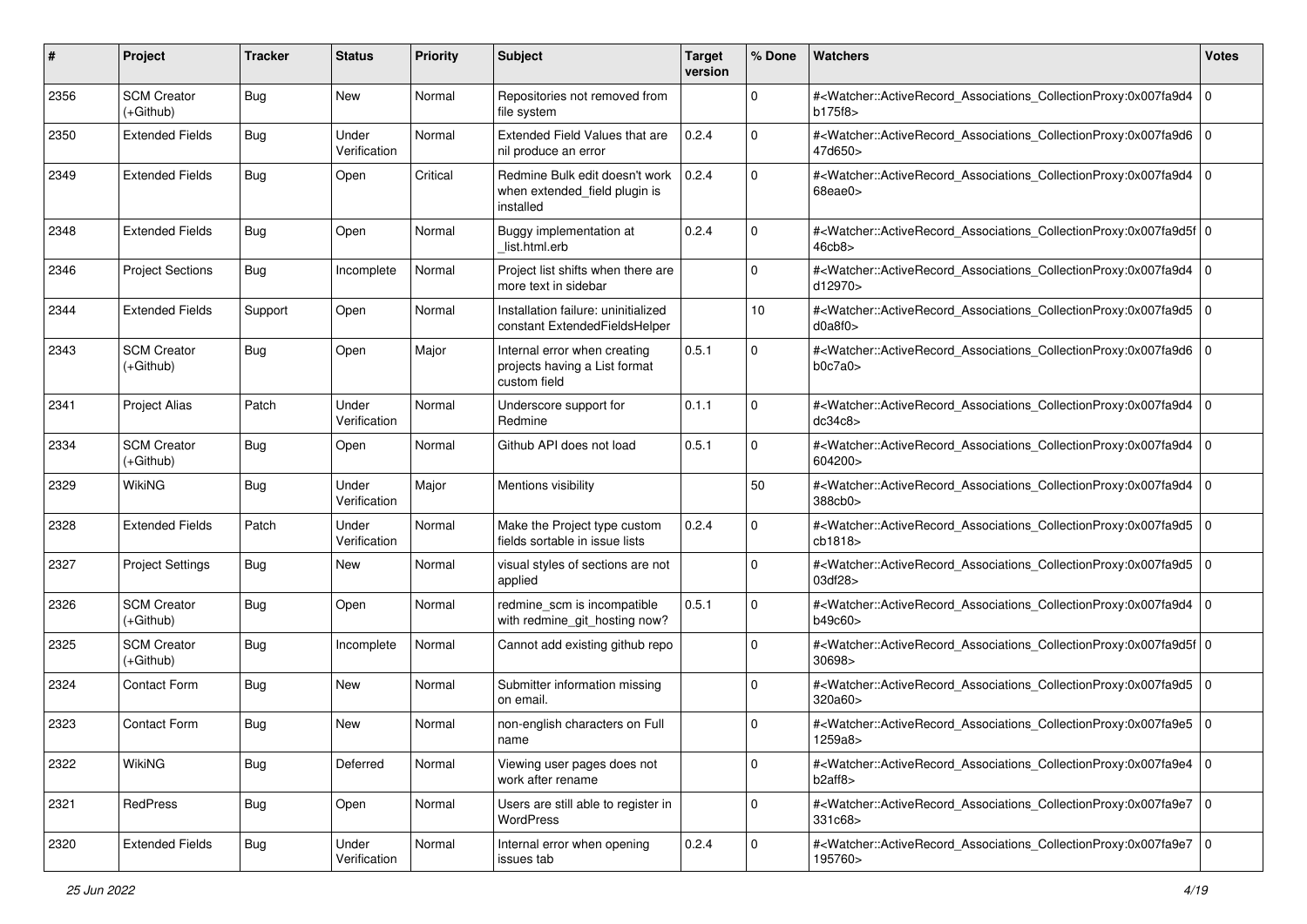| # | Project | Tracker | Status | Priority | Subject | Target version | % Done | Watchers | Votes |
|---|---|---|---|---|---|---|---|---|---|
| 2356 | SCM Creator (+Github) | Bug | New | Normal | Repositories not removed from file system | | 0 | #<Watcher::ActiveRecord_Associations_CollectionProxy:0x007fa9d4b175f8> | 0 |
| 2350 | Extended Fields | Bug | Under Verification | Normal | Extended Field Values that are nil produce an error | 0.2.4 | 0 | #<Watcher::ActiveRecord_Associations_CollectionProxy:0x007fa9d647d650> | 0 |
| 2349 | Extended Fields | Bug | Open | Critical | Redmine Bulk edit doesn't work when extended_field plugin is installed | 0.2.4 | 0 | #<Watcher::ActiveRecord_Associations_CollectionProxy:0x007fa9d468eae0> | 0 |
| 2348 | Extended Fields | Bug | Open | Normal | Buggy implementation at _list.html.erb | 0.2.4 | 0 | #<Watcher::ActiveRecord_Associations_CollectionProxy:0x007fa9d5f46cb8> | 0 |
| 2346 | Project Sections | Bug | Incomplete | Normal | Project list shifts when there are more text in sidebar | | 0 | #<Watcher::ActiveRecord_Associations_CollectionProxy:0x007fa9d4d12970> | 0 |
| 2344 | Extended Fields | Support | Open | Normal | Installation failure: uninitialized constant ExtendedFieldsHelper | | 10 | #<Watcher::ActiveRecord_Associations_CollectionProxy:0x007fa9d5d0a8f0> | 0 |
| 2343 | SCM Creator (+Github) | Bug | Open | Major | Internal error when creating projects having a List format custom field | 0.5.1 | 0 | #<Watcher::ActiveRecord_Associations_CollectionProxy:0x007fa9d6b0c7a0> | 0 |
| 2341 | Project Alias | Patch | Under Verification | Normal | Underscore support for Redmine | 0.1.1 | 0 | #<Watcher::ActiveRecord_Associations_CollectionProxy:0x007fa9d4dc34c8> | 0 |
| 2334 | SCM Creator (+Github) | Bug | Open | Normal | Github API does not load | 0.5.1 | 0 | #<Watcher::ActiveRecord_Associations_CollectionProxy:0x007fa9d4604200> | 0 |
| 2329 | WikiNG | Bug | Under Verification | Major | Mentions visibility | | 50 | #<Watcher::ActiveRecord_Associations_CollectionProxy:0x007fa9d4388cb0> | 0 |
| 2328 | Extended Fields | Patch | Under Verification | Normal | Make the Project type custom fields sortable in issue lists | 0.2.4 | 0 | #<Watcher::ActiveRecord_Associations_CollectionProxy:0x007fa9d5cb1818> | 0 |
| 2327 | Project Settings | Bug | New | Normal | visual styles of sections are not applied | | 0 | #<Watcher::ActiveRecord_Associations_CollectionProxy:0x007fa9d503df28> | 0 |
| 2326 | SCM Creator (+Github) | Bug | Open | Normal | redmine_scm is incompatible with redmine_git_hosting now? | 0.5.1 | 0 | #<Watcher::ActiveRecord_Associations_CollectionProxy:0x007fa9d4b49c60> | 0 |
| 2325 | SCM Creator (+Github) | Bug | Incomplete | Normal | Cannot add existing github repo | | 0 | #<Watcher::ActiveRecord_Associations_CollectionProxy:0x007fa9d5f30698> | 0 |
| 2324 | Contact Form | Bug | New | Normal | Submitter information missing on email. | | 0 | #<Watcher::ActiveRecord_Associations_CollectionProxy:0x007fa9d5320a60> | 0 |
| 2323 | Contact Form | Bug | New | Normal | non-english characters on Full name | | 0 | #<Watcher::ActiveRecord_Associations_CollectionProxy:0x007fa9e51259a8> | 0 |
| 2322 | WikiNG | Bug | Deferred | Normal | Viewing user pages does not work after rename | | 0 | #<Watcher::ActiveRecord_Associations_CollectionProxy:0x007fa9e4b2aff8> | 0 |
| 2321 | RedPress | Bug | Open | Normal | Users are still able to register in WordPress | | 0 | #<Watcher::ActiveRecord_Associations_CollectionProxy:0x007fa9e7331c68> | 0 |
| 2320 | Extended Fields | Bug | Under Verification | Normal | Internal error when opening issues tab | 0.2.4 | 0 | #<Watcher::ActiveRecord_Associations_CollectionProxy:0x007fa9e7195760> | 0 |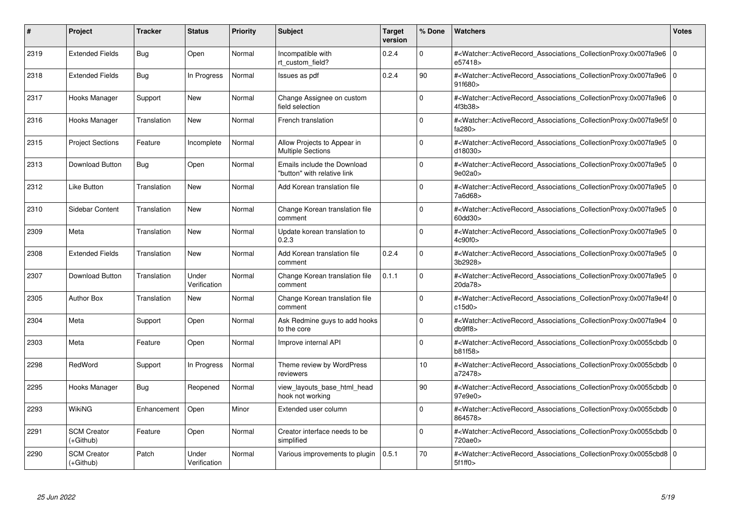| # | Project | Tracker | Status | Priority | Subject | Target version | % Done | Watchers | Votes |
|---|---|---|---|---|---|---|---|---|---|
| 2319 | Extended Fields | Bug | Open | Normal | Incompatible with rt_custom_field? | 0.2.4 | 0 | #<Watcher::ActiveRecord_Associations_CollectionProxy:0x007fa9e6e57418> | 0 |
| 2318 | Extended Fields | Bug | In Progress | Normal | Issues as pdf | 0.2.4 | 90 | #<Watcher::ActiveRecord_Associations_CollectionProxy:0x007fa9e691f680> | 0 |
| 2317 | Hooks Manager | Support | New | Normal | Change Assignee on custom field selection | | 0 | #<Watcher::ActiveRecord_Associations_CollectionProxy:0x007fa9e64f3b38> | 0 |
| 2316 | Hooks Manager | Translation | New | Normal | French translation | | 0 | #<Watcher::ActiveRecord_Associations_CollectionProxy:0x007fa9e5ffa280> | 0 |
| 2315 | Project Sections | Feature | Incomplete | Normal | Allow Projects to Appear in Multiple Sections | | 0 | #<Watcher::ActiveRecord_Associations_CollectionProxy:0x007fa9e5d18030> | 0 |
| 2313 | Download Button | Bug | Open | Normal | Emails include the Download "button" with relative link | | 0 | #<Watcher::ActiveRecord_Associations_CollectionProxy:0x007fa9e59e02a0> | 0 |
| 2312 | Like Button | Translation | New | Normal | Add Korean translation file | | 0 | #<Watcher::ActiveRecord_Associations_CollectionProxy:0x007fa9e57a6d68> | 0 |
| 2310 | Sidebar Content | Translation | New | Normal | Change Korean translation file comment | | 0 | #<Watcher::ActiveRecord_Associations_CollectionProxy:0x007fa9e560dd30> | 0 |
| 2309 | Meta | Translation | New | Normal | Update korean translation to 0.2.3 | | 0 | #<Watcher::ActiveRecord_Associations_CollectionProxy:0x007fa9e54c90f0> | 0 |
| 2308 | Extended Fields | Translation | New | Normal | Add Korean translation file comment | 0.2.4 | 0 | #<Watcher::ActiveRecord_Associations_CollectionProxy:0x007fa9e53b2928> | 0 |
| 2307 | Download Button | Translation | Under Verification | Normal | Change Korean translation file comment | 0.1.1 | 0 | #<Watcher::ActiveRecord_Associations_CollectionProxy:0x007fa9e520da78> | 0 |
| 2305 | Author Box | Translation | New | Normal | Change Korean translation file comment | | 0 | #<Watcher::ActiveRecord_Associations_CollectionProxy:0x007fa9e4fc15d0> | 0 |
| 2304 | Meta | Support | Open | Normal | Ask Redmine guys to add hooks to the core | | 0 | #<Watcher::ActiveRecord_Associations_CollectionProxy:0x007fa9e4db9ff8> | 0 |
| 2303 | Meta | Feature | Open | Normal | Improve internal API | | 0 | #<Watcher::ActiveRecord_Associations_CollectionProxy:0x0055cbdbb81f58> | 0 |
| 2298 | RedWord | Support | In Progress | Normal | Theme review by WordPress reviewers | | 10 | #<Watcher::ActiveRecord_Associations_CollectionProxy:0x0055cbdba72478> | 0 |
| 2295 | Hooks Manager | Bug | Reopened | Normal | view_layouts_base_html_head hook not working | | 90 | #<Watcher::ActiveRecord_Associations_CollectionProxy:0x0055cbdb97e9e0> | 0 |
| 2293 | WikiNG | Enhancement | Open | Minor | Extended user column | | 0 | #<Watcher::ActiveRecord_Associations_CollectionProxy:0x0055cbdb864578> | 0 |
| 2291 | SCM Creator (+Github) | Feature | Open | Normal | Creator interface needs to be simplified | | 0 | #<Watcher::ActiveRecord_Associations_CollectionProxy:0x0055cbdb720ae0> | 0 |
| 2290 | SCM Creator (+Github) | Patch | Under Verification | Normal | Various improvements to plugin | 0.5.1 | 70 | #<Watcher::ActiveRecord_Associations_CollectionProxy:0x0055cbd85f1ff0> | 0 |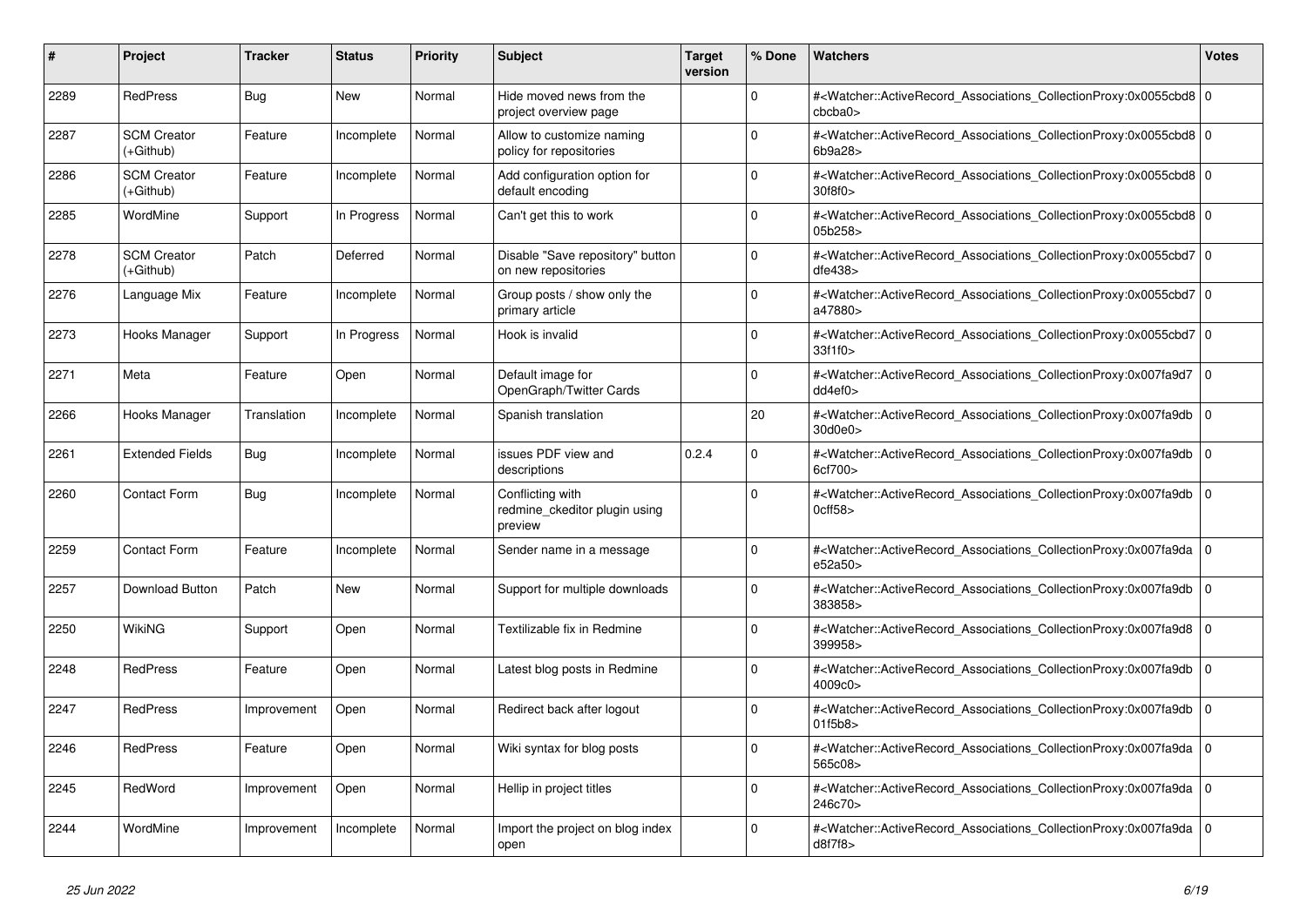| # | Project | Tracker | Status | Priority | Subject | Target version | % Done | Watchers | Votes |
|---|---|---|---|---|---|---|---|---|---|
| 2289 | RedPress | Bug | New | Normal | Hide moved news from the project overview page | | 0 | #<Watcher::ActiveRecord_Associations_CollectionProxy:0x0055cbd8cbcba0> | 0 |
| 2287 | SCM Creator (+Github) | Feature | Incomplete | Normal | Allow to customize naming policy for repositories | | 0 | #<Watcher::ActiveRecord_Associations_CollectionProxy:0x0055cbd86b9a28> | 0 |
| 2286 | SCM Creator (+Github) | Feature | Incomplete | Normal | Add configuration option for default encoding | | 0 | #<Watcher::ActiveRecord_Associations_CollectionProxy:0x0055cbd830f8f0> | 0 |
| 2285 | WordMine | Support | In Progress | Normal | Can't get this to work | | 0 | #<Watcher::ActiveRecord_Associations_CollectionProxy:0x0055cbd805b258> | 0 |
| 2278 | SCM Creator (+Github) | Patch | Deferred | Normal | Disable "Save repository" button on new repositories | | 0 | #<Watcher::ActiveRecord_Associations_CollectionProxy:0x0055cbd7dfe438> | 0 |
| 2276 | Language Mix | Feature | Incomplete | Normal | Group posts / show only the primary article | | 0 | #<Watcher::ActiveRecord_Associations_CollectionProxy:0x0055cbd7a47880> | 0 |
| 2273 | Hooks Manager | Support | In Progress | Normal | Hook is invalid | | 0 | #<Watcher::ActiveRecord_Associations_CollectionProxy:0x0055cbd733f1f0> | 0 |
| 2271 | Meta | Feature | Open | Normal | Default image for OpenGraph/Twitter Cards | | 0 | #<Watcher::ActiveRecord_Associations_CollectionProxy:0x007fa9d7dd4ef0> | 0 |
| 2266 | Hooks Manager | Translation | Incomplete | Normal | Spanish translation | | 20 | #<Watcher::ActiveRecord_Associations_CollectionProxy:0x007fa9db30d0e0> | 0 |
| 2261 | Extended Fields | Bug | Incomplete | Normal | issues PDF view and descriptions | 0.2.4 | 0 | #<Watcher::ActiveRecord_Associations_CollectionProxy:0x007fa9db6cf700> | 0 |
| 2260 | Contact Form | Bug | Incomplete | Normal | Conflicting with redmine_ckeditor plugin using preview | | 0 | #<Watcher::ActiveRecord_Associations_CollectionProxy:0x007fa9db0cff58> | 0 |
| 2259 | Contact Form | Feature | Incomplete | Normal | Sender name in a message | | 0 | #<Watcher::ActiveRecord_Associations_CollectionProxy:0x007fa9dae52a50> | 0 |
| 2257 | Download Button | Patch | New | Normal | Support for multiple downloads | | 0 | #<Watcher::ActiveRecord_Associations_CollectionProxy:0x007fa9db383858> | 0 |
| 2250 | WikiNG | Support | Open | Normal | Textilizable fix in Redmine | | 0 | #<Watcher::ActiveRecord_Associations_CollectionProxy:0x007fa9d8399958> | 0 |
| 2248 | RedPress | Feature | Open | Normal | Latest blog posts in Redmine | | 0 | #<Watcher::ActiveRecord_Associations_CollectionProxy:0x007fa9db4009c0> | 0 |
| 2247 | RedPress | Improvement | Open | Normal | Redirect back after logout | | 0 | #<Watcher::ActiveRecord_Associations_CollectionProxy:0x007fa9db01f5b8> | 0 |
| 2246 | RedPress | Feature | Open | Normal | Wiki syntax for blog posts | | 0 | #<Watcher::ActiveRecord_Associations_CollectionProxy:0x007fa9da565c08> | 0 |
| 2245 | RedWord | Improvement | Open | Normal | Hellip in project titles | | 0 | #<Watcher::ActiveRecord_Associations_CollectionProxy:0x007fa9da246c70> | 0 |
| 2244 | WordMine | Improvement | Incomplete | Normal | Import the project on blog index open | | 0 | #<Watcher::ActiveRecord_Associations_CollectionProxy:0x007fa9dad8f7f8> | 0 |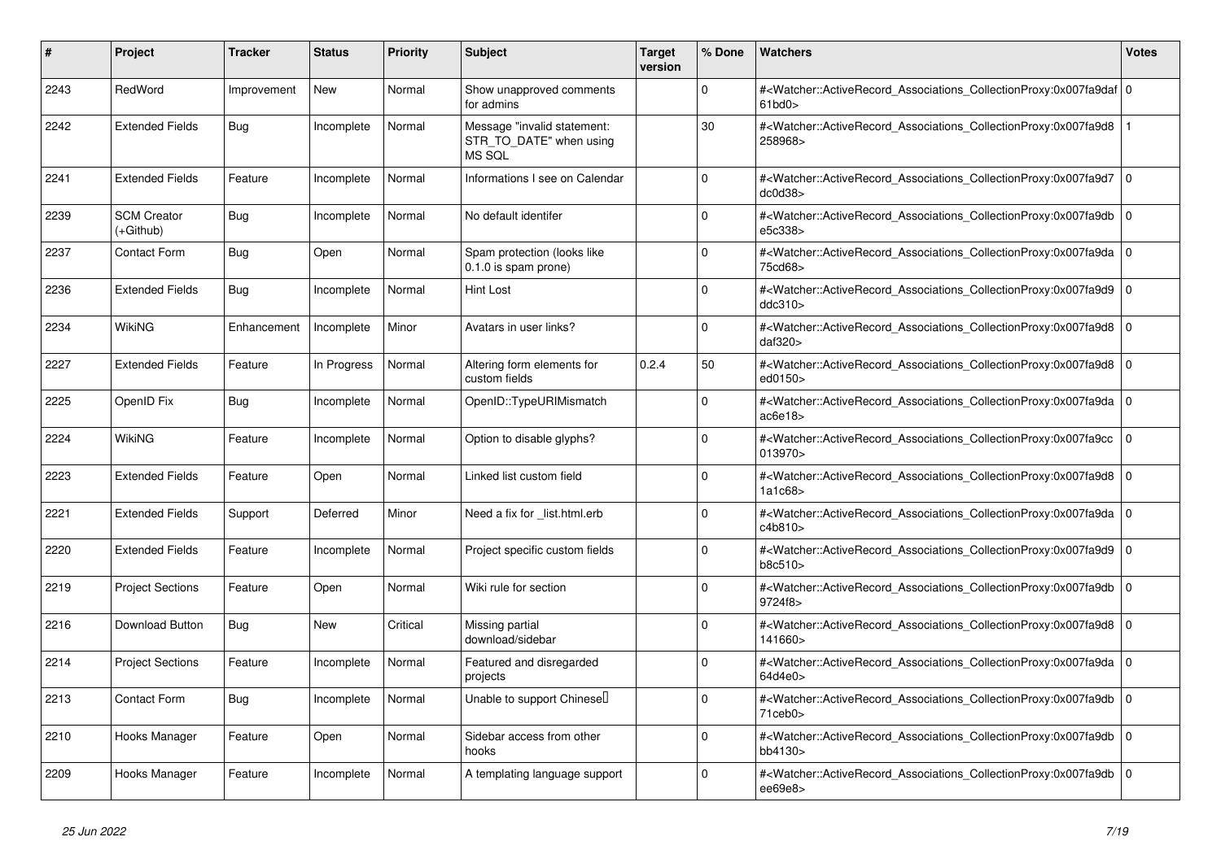| # | Project | Tracker | Status | Priority | Subject | Target version | % Done | Watchers | Votes |
|---|---|---|---|---|---|---|---|---|---|
| 2243 | RedWord | Improvement | New | Normal | Show unapproved comments for admins | | 0 | #<Watcher::ActiveRecord_Associations_CollectionProxy:0x007fa9daf61bd0> | 0 |
| 2242 | Extended Fields | Bug | Incomplete | Normal | Message "invalid statement: STR_TO_DATE" when using MS SQL | | 30 | #<Watcher::ActiveRecord_Associations_CollectionProxy:0x007fa9d8258968> | 1 |
| 2241 | Extended Fields | Feature | Incomplete | Normal | Informations I see on Calendar | | 0 | #<Watcher::ActiveRecord_Associations_CollectionProxy:0x007fa9d7dc0d38> | 0 |
| 2239 | SCM Creator (+Github) | Bug | Incomplete | Normal | No default identifer | | 0 | #<Watcher::ActiveRecord_Associations_CollectionProxy:0x007fa9dbe5c338> | 0 |
| 2237 | Contact Form | Bug | Open | Normal | Spam protection (looks like 0.1.0 is spam prone) | | 0 | #<Watcher::ActiveRecord_Associations_CollectionProxy:0x007fa9da75cd68> | 0 |
| 2236 | Extended Fields | Bug | Incomplete | Normal | Hint Lost | | 0 | #<Watcher::ActiveRecord_Associations_CollectionProxy:0x007fa9d9ddc310> | 0 |
| 2234 | WikiNG | Enhancement | Incomplete | Minor | Avatars in user links? | | 0 | #<Watcher::ActiveRecord_Associations_CollectionProxy:0x007fa9d8daf320> | 0 |
| 2227 | Extended Fields | Feature | In Progress | Normal | Altering form elements for custom fields | 0.2.4 | 50 | #<Watcher::ActiveRecord_Associations_CollectionProxy:0x007fa9d8ed0150> | 0 |
| 2225 | OpenID Fix | Bug | Incomplete | Normal | OpenID::TypeURIMismatch | | 0 | #<Watcher::ActiveRecord_Associations_CollectionProxy:0x007fa9daac6e18> | 0 |
| 2224 | WikiNG | Feature | Incomplete | Normal | Option to disable glyphs? | | 0 | #<Watcher::ActiveRecord_Associations_CollectionProxy:0x007fa9cc013970> | 0 |
| 2223 | Extended Fields | Feature | Open | Normal | Linked list custom field | | 0 | #<Watcher::ActiveRecord_Associations_CollectionProxy:0x007fa9d81a1c68> | 0 |
| 2221 | Extended Fields | Support | Deferred | Minor | Need a fix for _list.html.erb | | 0 | #<Watcher::ActiveRecord_Associations_CollectionProxy:0x007fa9dac4b810> | 0 |
| 2220 | Extended Fields | Feature | Incomplete | Normal | Project specific custom fields | | 0 | #<Watcher::ActiveRecord_Associations_CollectionProxy:0x007fa9d9b8c510> | 0 |
| 2219 | Project Sections | Feature | Open | Normal | Wiki rule for section | | 0 | #<Watcher::ActiveRecord_Associations_CollectionProxy:0x007fa9db9724f8> | 0 |
| 2216 | Download Button | Bug | New | Critical | Missing partial download/sidebar | | 0 | #<Watcher::ActiveRecord_Associations_CollectionProxy:0x007fa9d8141660> | 0 |
| 2214 | Project Sections | Feature | Incomplete | Normal | Featured and disregarded projects | | 0 | #<Watcher::ActiveRecord_Associations_CollectionProxy:0x007fa9da64d4e0> | 0 |
| 2213 | Contact Form | Bug | Incomplete | Normal | Unable to support Chinese | | 0 | #<Watcher::ActiveRecord_Associations_CollectionProxy:0x007fa9db71ceb0> | 0 |
| 2210 | Hooks Manager | Feature | Open | Normal | Sidebar access from other hooks | | 0 | #<Watcher::ActiveRecord_Associations_CollectionProxy:0x007fa9dbbb4130> | 0 |
| 2209 | Hooks Manager | Feature | Incomplete | Normal | A templating language support | | 0 | #<Watcher::ActiveRecord_Associations_CollectionProxy:0x007fa9dbee69e8> | 0 |

*25 Jun 2022*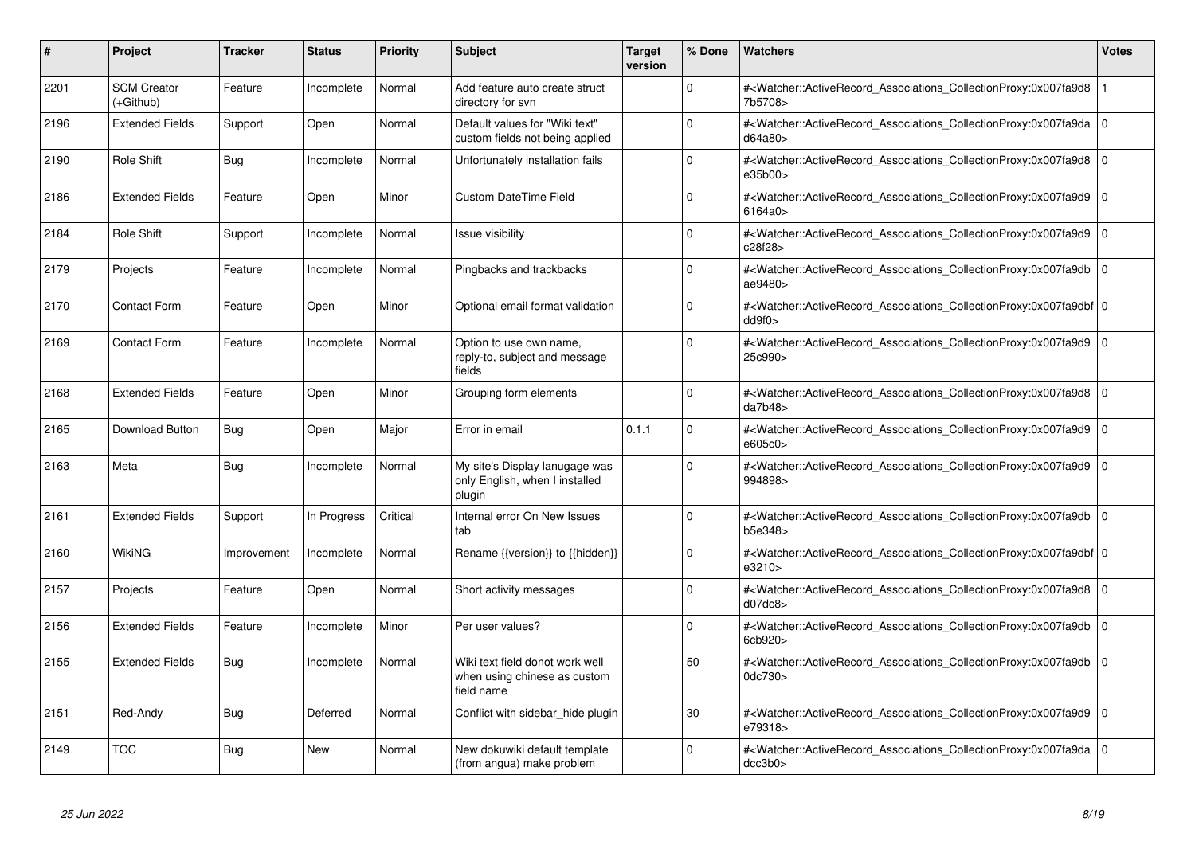| # | Project | Tracker | Status | Priority | Subject | Target version | % Done | Watchers | Votes |
|---|---|---|---|---|---|---|---|---|---|
| 2201 | SCM Creator (+Github) | Feature | Incomplete | Normal | Add feature auto create struct directory for svn | | 0 | #<Watcher::ActiveRecord_Associations_CollectionProxy:0x007fa9d87b5708> | 1 |
| 2196 | Extended Fields | Support | Open | Normal | Default values for "Wiki text" custom fields not being applied | | 0 | #<Watcher::ActiveRecord_Associations_CollectionProxy:0x007fa9dad64a80> | 0 |
| 2190 | Role Shift | Bug | Incomplete | Normal | Unfortunately installation fails | | 0 | #<Watcher::ActiveRecord_Associations_CollectionProxy:0x007fa9d8e35b00> | 0 |
| 2186 | Extended Fields | Feature | Open | Minor | Custom DateTime Field | | 0 | #<Watcher::ActiveRecord_Associations_CollectionProxy:0x007fa9d96164a0> | 0 |
| 2184 | Role Shift | Support | Incomplete | Normal | Issue visibility | | 0 | #<Watcher::ActiveRecord_Associations_CollectionProxy:0x007fa9d9c28f28> | 0 |
| 2179 | Projects | Feature | Incomplete | Normal | Pingbacks and trackbacks | | 0 | #<Watcher::ActiveRecord_Associations_CollectionProxy:0x007fa9dbae9480> | 0 |
| 2170 | Contact Form | Feature | Open | Minor | Optional email format validation | | 0 | #<Watcher::ActiveRecord_Associations_CollectionProxy:0x007fa9dbfdd9f0> | 0 |
| 2169 | Contact Form | Feature | Incomplete | Normal | Option to use own name, reply-to, subject and message fields | | 0 | #<Watcher::ActiveRecord_Associations_CollectionProxy:0x007fa9d925c990> | 0 |
| 2168 | Extended Fields | Feature | Open | Minor | Grouping form elements | | 0 | #<Watcher::ActiveRecord_Associations_CollectionProxy:0x007fa9d8da7b48> | 0 |
| 2165 | Download Button | Bug | Open | Major | Error in email | 0.1.1 | 0 | #<Watcher::ActiveRecord_Associations_CollectionProxy:0x007fa9d9e605c0> | 0 |
| 2163 | Meta | Bug | Incomplete | Normal | My site's Display lanugage was only English, when I installed plugin | | 0 | #<Watcher::ActiveRecord_Associations_CollectionProxy:0x007fa9d9994898> | 0 |
| 2161 | Extended Fields | Support | In Progress | Critical | Internal error On New Issues tab | | 0 | #<Watcher::ActiveRecord_Associations_CollectionProxy:0x007fa9dbb5e348> | 0 |
| 2160 | WikiNG | Improvement | Incomplete | Normal | Rename {{version}} to {{hidden}} | | 0 | #<Watcher::ActiveRecord_Associations_CollectionProxy:0x007fa9dbfe3210> | 0 |
| 2157 | Projects | Feature | Open | Normal | Short activity messages | | 0 | #<Watcher::ActiveRecord_Associations_CollectionProxy:0x007fa9d8d07dc8> | 0 |
| 2156 | Extended Fields | Feature | Incomplete | Minor | Per user values? | | 0 | #<Watcher::ActiveRecord_Associations_CollectionProxy:0x007fa9db6cb920> | 0 |
| 2155 | Extended Fields | Bug | Incomplete | Normal | Wiki text field donot work well when using chinese as custom field name | | 50 | #<Watcher::ActiveRecord_Associations_CollectionProxy:0x007fa9db0dc730> | 0 |
| 2151 | Red-Andy | Bug | Deferred | Normal | Conflict with sidebar_hide plugin | | 30 | #<Watcher::ActiveRecord_Associations_CollectionProxy:0x007fa9d9e79318> | 0 |
| 2149 | TOC | Bug | New | Normal | New dokuwiki default template (from angua) make problem | | 0 | #<Watcher::ActiveRecord_Associations_CollectionProxy:0x007fa9dadcc3b0> | 0 |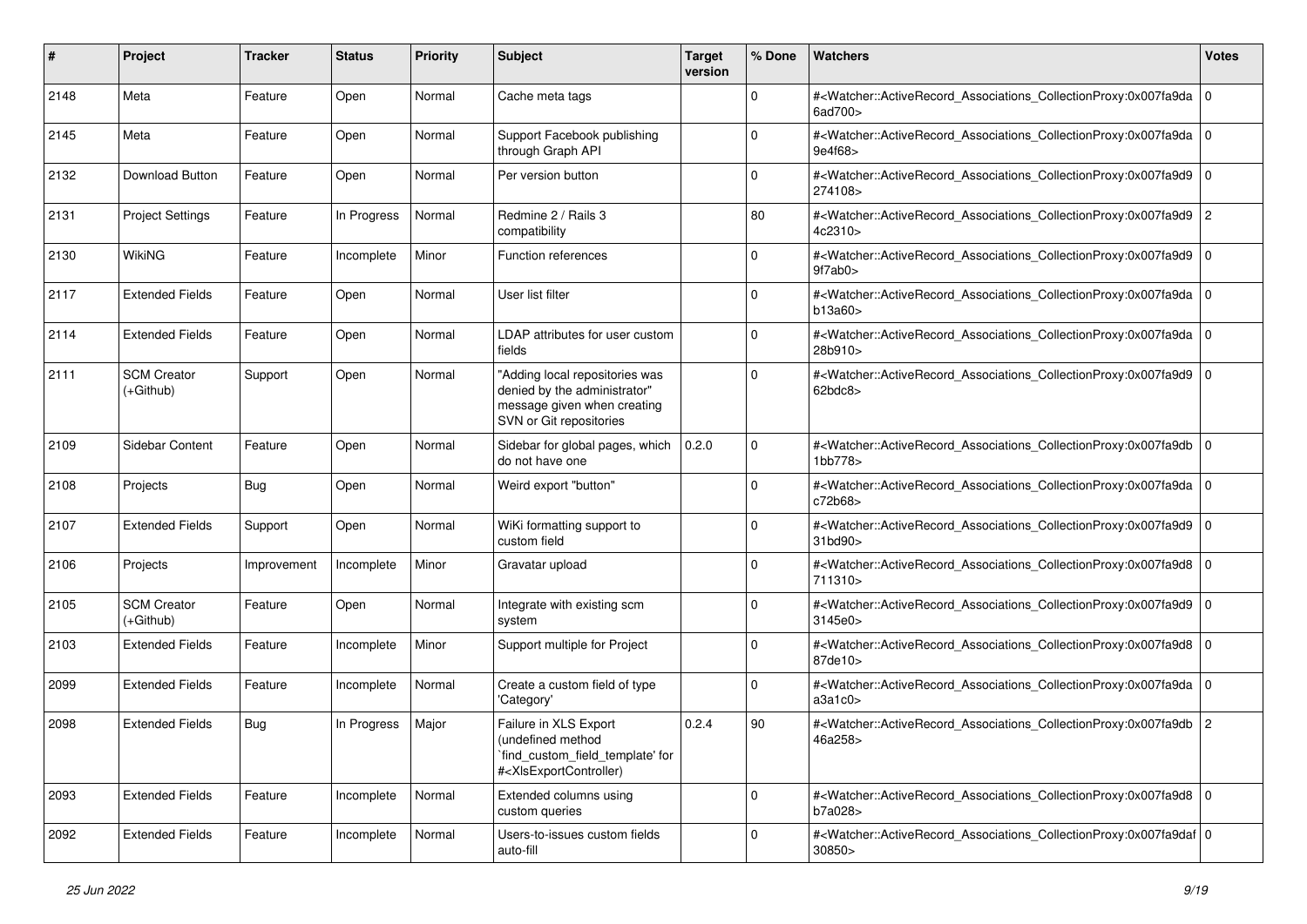| # | Project | Tracker | Status | Priority | Subject | Target version | % Done | Watchers | Votes |
|---|---|---|---|---|---|---|---|---|---|
| 2148 | Meta | Feature | Open | Normal | Cache meta tags | | 0 | #<Watcher::ActiveRecord_Associations_CollectionProxy:0x007fa9da6ad700> | 0 |
| 2145 | Meta | Feature | Open | Normal | Support Facebook publishing through Graph API | | 0 | #<Watcher::ActiveRecord_Associations_CollectionProxy:0x007fa9da9e4f68> | 0 |
| 2132 | Download Button | Feature | Open | Normal | Per version button | | 0 | #<Watcher::ActiveRecord_Associations_CollectionProxy:0x007fa9d9274108> | 0 |
| 2131 | Project Settings | Feature | In Progress | Normal | Redmine 2 / Rails 3 compatibility | | 80 | #<Watcher::ActiveRecord_Associations_CollectionProxy:0x007fa9d94c2310> | 2 |
| 2130 | WikiNG | Feature | Incomplete | Minor | Function references | | 0 | #<Watcher::ActiveRecord_Associations_CollectionProxy:0x007fa9d99f7ab0> | 0 |
| 2117 | Extended Fields | Feature | Open | Normal | User list filter | | 0 | #<Watcher::ActiveRecord_Associations_CollectionProxy:0x007fa9dab13a60> | 0 |
| 2114 | Extended Fields | Feature | Open | Normal | LDAP attributes for user custom fields | | 0 | #<Watcher::ActiveRecord_Associations_CollectionProxy:0x007fa9da28b910> | 0 |
| 2111 | SCM Creator (+Github) | Support | Open | Normal | "Adding local repositories was denied by the administrator" message given when creating SVN or Git repositories | | 0 | #<Watcher::ActiveRecord_Associations_CollectionProxy:0x007fa9d962bdc8> | 0 |
| 2109 | Sidebar Content | Feature | Open | Normal | Sidebar for global pages, which do not have one | 0.2.0 | 0 | #<Watcher::ActiveRecord_Associations_CollectionProxy:0x007fa9db1bb778> | 0 |
| 2108 | Projects | Bug | Open | Normal | Weird export "button" | | 0 | #<Watcher::ActiveRecord_Associations_CollectionProxy:0x007fa9dac72b68> | 0 |
| 2107 | Extended Fields | Support | Open | Normal | WiKi formatting support to custom field | | 0 | #<Watcher::ActiveRecord_Associations_CollectionProxy:0x007fa9d931bd90> | 0 |
| 2106 | Projects | Improvement | Incomplete | Minor | Gravatar upload | | 0 | #<Watcher::ActiveRecord_Associations_CollectionProxy:0x007fa9d8711310> | 0 |
| 2105 | SCM Creator (+Github) | Feature | Open | Normal | Integrate with existing scm system | | 0 | #<Watcher::ActiveRecord_Associations_CollectionProxy:0x007fa9d93145e0> | 0 |
| 2103 | Extended Fields | Feature | Incomplete | Minor | Support multiple for Project | | 0 | #<Watcher::ActiveRecord_Associations_CollectionProxy:0x007fa9d887de10> | 0 |
| 2099 | Extended Fields | Feature | Incomplete | Normal | Create a custom field of type 'Category' | | 0 | #<Watcher::ActiveRecord_Associations_CollectionProxy:0x007fa9daa3a1c0> | 0 |
| 2098 | Extended Fields | Bug | In Progress | Major | Failure in XLS Export (undefined method `find_custom_field_template' for #<XlsExportController>) | 0.2.4 | 90 | #<Watcher::ActiveRecord_Associations_CollectionProxy:0x007fa9db46a258> | 2 |
| 2093 | Extended Fields | Feature | Incomplete | Normal | Extended columns using custom queries | | 0 | #<Watcher::ActiveRecord_Associations_CollectionProxy:0x007fa9d8b7a028> | 0 |
| 2092 | Extended Fields | Feature | Incomplete | Normal | Users-to-issues custom fields auto-fill | | 0 | #<Watcher::ActiveRecord_Associations_CollectionProxy:0x007fa9daf30850> | 0 |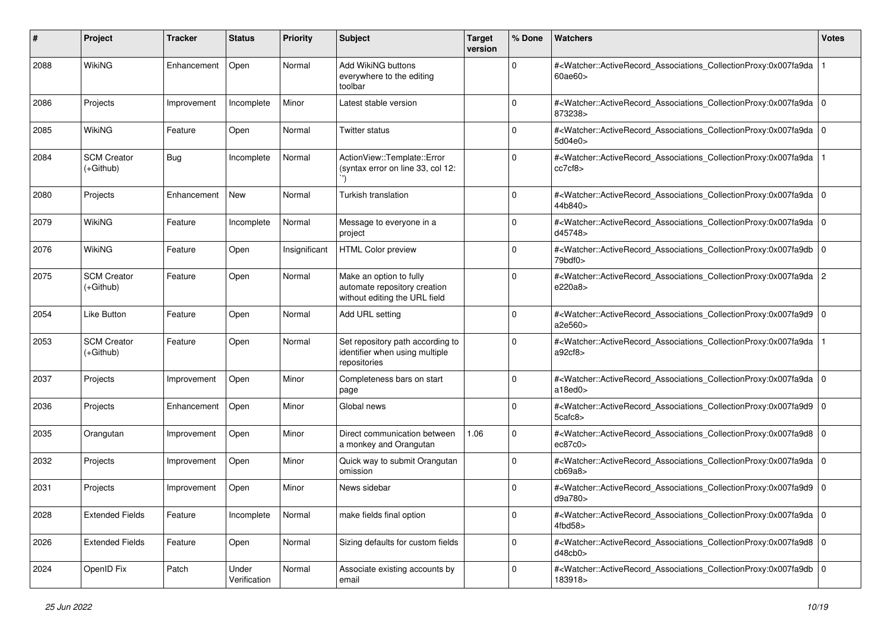| # | Project | Tracker | Status | Priority | Subject | Target version | % Done | Watchers | Votes |
|---|---|---|---|---|---|---|---|---|---|
| 2088 | WikiNG | Enhancement | Open | Normal | Add WikiNG buttons everywhere to the editing toolbar | | 0 | #<Watcher::ActiveRecord_Associations_CollectionProxy:0x007fa9da60ae60> | 1 |
| 2086 | Projects | Improvement | Incomplete | Minor | Latest stable version | | 0 | #<Watcher::ActiveRecord_Associations_CollectionProxy:0x007fa9da873238> | 0 |
| 2085 | WikiNG | Feature | Open | Normal | Twitter status | | 0 | #<Watcher::ActiveRecord_Associations_CollectionProxy:0x007fa9da5d04e0> | 0 |
| 2084 | SCM Creator (+Github) | Bug | Incomplete | Normal | ActionView::Template::Error (syntax error on line 33, col 12: ``) | | 0 | #<Watcher::ActiveRecord_Associations_CollectionProxy:0x007fa9dacc7cf8> | 1 |
| 2080 | Projects | Enhancement | New | Normal | Turkish translation | | 0 | #<Watcher::ActiveRecord_Associations_CollectionProxy:0x007fa9da44b840> | 0 |
| 2079 | WikiNG | Feature | Incomplete | Normal | Message to everyone in a project | | 0 | #<Watcher::ActiveRecord_Associations_CollectionProxy:0x007fa9dad45748> | 0 |
| 2076 | WikiNG | Feature | Open | Insignificant | HTML Color preview | | 0 | #<Watcher::ActiveRecord_Associations_CollectionProxy:0x007fa9db79bdf0> | 0 |
| 2075 | SCM Creator (+Github) | Feature | Open | Normal | Make an option to fully automate repository creation without editing the URL field | | 0 | #<Watcher::ActiveRecord_Associations_CollectionProxy:0x007fa9dae220a8> | 2 |
| 2054 | Like Button | Feature | Open | Normal | Add URL setting | | 0 | #<Watcher::ActiveRecord_Associations_CollectionProxy:0x007fa9d9a2e560> | 0 |
| 2053 | SCM Creator (+Github) | Feature | Open | Normal | Set repository path according to identifier when using multiple repositories | | 0 | #<Watcher::ActiveRecord_Associations_CollectionProxy:0x007fa9daa92cf8> | 1 |
| 2037 | Projects | Improvement | Open | Minor | Completeness bars on start page | | 0 | #<Watcher::ActiveRecord_Associations_CollectionProxy:0x007fa9daa18ed0> | 0 |
| 2036 | Projects | Enhancement | Open | Minor | Global news | | 0 | #<Watcher::ActiveRecord_Associations_CollectionProxy:0x007fa9d95cafc8> | 0 |
| 2035 | Orangutan | Improvement | Open | Minor | Direct communication between a monkey and Orangutan | 1.06 | 0 | #<Watcher::ActiveRecord_Associations_CollectionProxy:0x007fa9d8ec87c0> | 0 |
| 2032 | Projects | Improvement | Open | Minor | Quick way to submit Orangutan omission | | 0 | #<Watcher::ActiveRecord_Associations_CollectionProxy:0x007fa9dacb69a8> | 0 |
| 2031 | Projects | Improvement | Open | Minor | News sidebar | | 0 | #<Watcher::ActiveRecord_Associations_CollectionProxy:0x007fa9d9d9a780> | 0 |
| 2028 | Extended Fields | Feature | Incomplete | Normal | make fields final option | | 0 | #<Watcher::ActiveRecord_Associations_CollectionProxy:0x007fa9da4fbd58> | 0 |
| 2026 | Extended Fields | Feature | Open | Normal | Sizing defaults for custom fields | | 0 | #<Watcher::ActiveRecord_Associations_CollectionProxy:0x007fa9d8d48cb0> | 0 |
| 2024 | OpenID Fix | Patch | Under Verification | Normal | Associate existing accounts by email | | 0 | #<Watcher::ActiveRecord_Associations_CollectionProxy:0x007fa9db183918> | 0 |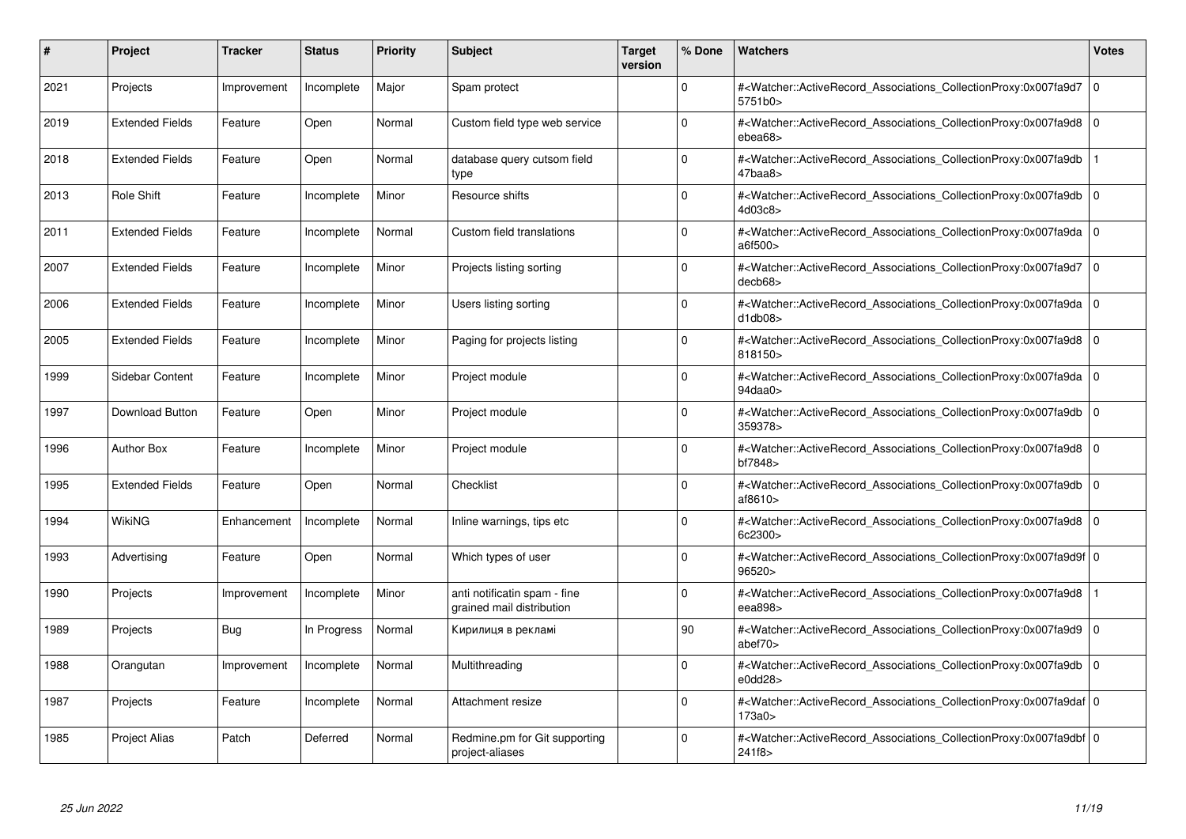| # | Project | Tracker | Status | Priority | Subject | Target version | % Done | Watchers | Votes |
|---|---|---|---|---|---|---|---|---|---|
| 2021 | Projects | Improvement | Incomplete | Major | Spam protect | | 0 | #<Watcher::ActiveRecord_Associations_CollectionProxy:0x007fa9d75751b0> | 0 |
| 2019 | Extended Fields | Feature | Open | Normal | Custom field type web service | | 0 | #<Watcher::ActiveRecord_Associations_CollectionProxy:0x007fa9d8ebea68> | 0 |
| 2018 | Extended Fields | Feature | Open | Normal | database query cutsom field type | | 0 | #<Watcher::ActiveRecord_Associations_CollectionProxy:0x007fa9db47baa8> | 1 |
| 2013 | Role Shift | Feature | Incomplete | Minor | Resource shifts | | 0 | #<Watcher::ActiveRecord_Associations_CollectionProxy:0x007fa9db4d03c8> | 0 |
| 2011 | Extended Fields | Feature | Incomplete | Normal | Custom field translations | | 0 | #<Watcher::ActiveRecord_Associations_CollectionProxy:0x007fa9daa6f500> | 0 |
| 2007 | Extended Fields | Feature | Incomplete | Minor | Projects listing sorting | | 0 | #<Watcher::ActiveRecord_Associations_CollectionProxy:0x007fa9d7decb68> | 0 |
| 2006 | Extended Fields | Feature | Incomplete | Minor | Users listing sorting | | 0 | #<Watcher::ActiveRecord_Associations_CollectionProxy:0x007fa9dad1db08> | 0 |
| 2005 | Extended Fields | Feature | Incomplete | Minor | Paging for projects listing | | 0 | #<Watcher::ActiveRecord_Associations_CollectionProxy:0x007fa9d8818150> | 0 |
| 1999 | Sidebar Content | Feature | Incomplete | Minor | Project module | | 0 | #<Watcher::ActiveRecord_Associations_CollectionProxy:0x007fa9da94daa0> | 0 |
| 1997 | Download Button | Feature | Open | Minor | Project module | | 0 | #<Watcher::ActiveRecord_Associations_CollectionProxy:0x007fa9db359378> | 0 |
| 1996 | Author Box | Feature | Incomplete | Minor | Project module | | 0 | #<Watcher::ActiveRecord_Associations_CollectionProxy:0x007fa9d8bf7848> | 0 |
| 1995 | Extended Fields | Feature | Open | Normal | Checklist | | 0 | #<Watcher::ActiveRecord_Associations_CollectionProxy:0x007fa9dbaf8610> | 0 |
| 1994 | WikiNG | Enhancement | Incomplete | Normal | Inline warnings, tips etc | | 0 | #<Watcher::ActiveRecord_Associations_CollectionProxy:0x007fa9d86c2300> | 0 |
| 1993 | Advertising | Feature | Open | Normal | Which types of user | | 0 | #<Watcher::ActiveRecord_Associations_CollectionProxy:0x007fa9d9f96520> | 0 |
| 1990 | Projects | Improvement | Incomplete | Minor | anti notificatin spam - fine grained mail distribution | | 0 | #<Watcher::ActiveRecord_Associations_CollectionProxy:0x007fa9d8eea898> | 1 |
| 1989 | Projects | Bug | In Progress | Normal | Кирилиця в рекламі | | 90 | #<Watcher::ActiveRecord_Associations_CollectionProxy:0x007fa9d9abef70> | 0 |
| 1988 | Orangutan | Improvement | Incomplete | Normal | Multithreading | | 0 | #<Watcher::ActiveRecord_Associations_CollectionProxy:0x007fa9dbe0dd28> | 0 |
| 1987 | Projects | Feature | Incomplete | Normal | Attachment resize | | 0 | #<Watcher::ActiveRecord_Associations_CollectionProxy:0x007fa9daf173a0> | 0 |
| 1985 | Project Alias | Patch | Deferred | Normal | Redmine.pm for Git supporting project-aliases | | 0 | #<Watcher::ActiveRecord_Associations_CollectionProxy:0x007fa9dbf241f8> | 0 |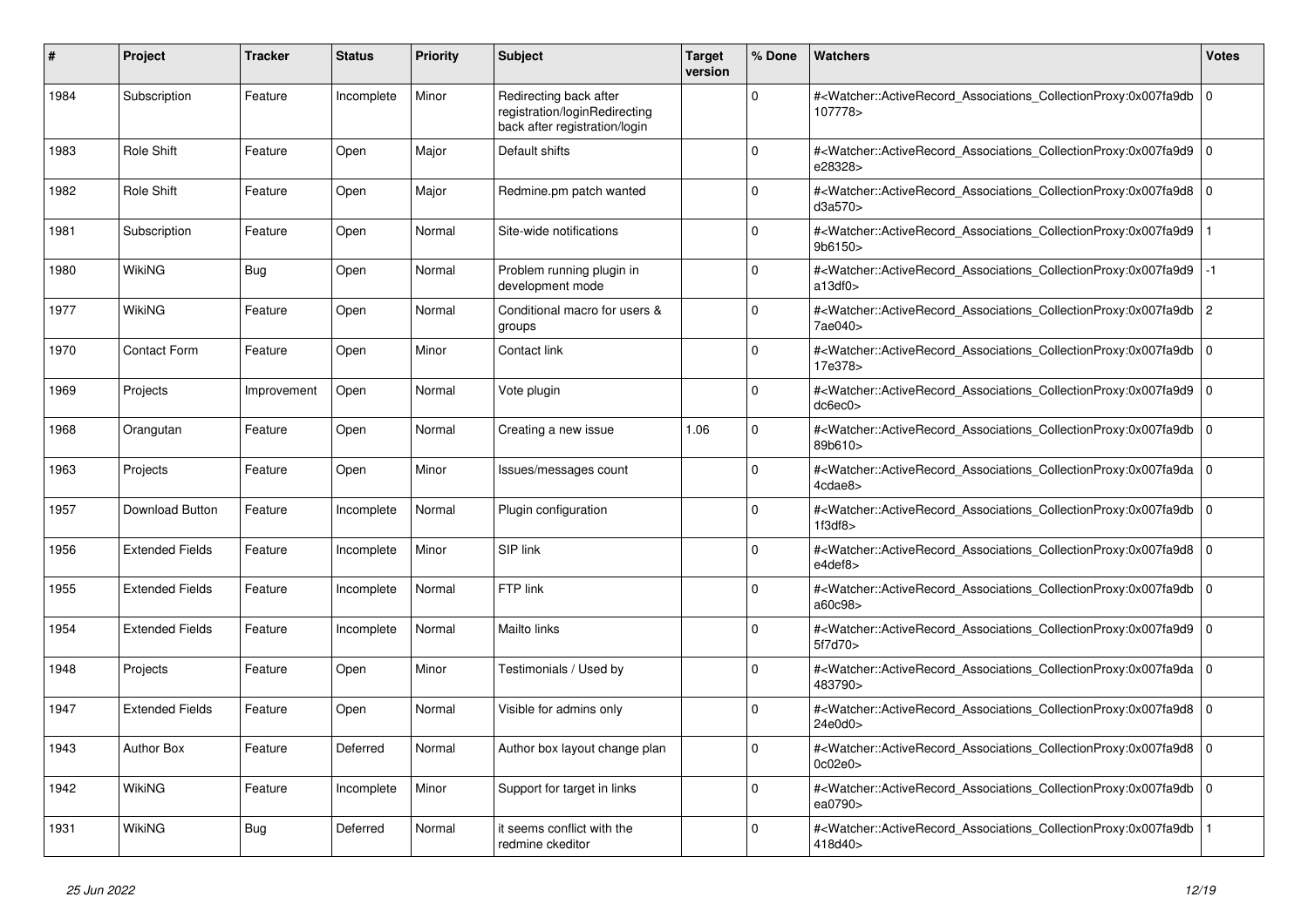| # | Project | Tracker | Status | Priority | Subject | Target version | % Done | Watchers | Votes |
|---|---|---|---|---|---|---|---|---|---|
| 1984 | Subscription | Feature | Incomplete | Minor | Redirecting back after registration/loginRedirecting back after registration/login | | 0 | #<Watcher::ActiveRecord_Associations_CollectionProxy:0x007fa9db107778> | 0 |
| 1983 | Role Shift | Feature | Open | Major | Default shifts | | 0 | #<Watcher::ActiveRecord_Associations_CollectionProxy:0x007fa9d9e28328> | 0 |
| 1982 | Role Shift | Feature | Open | Major | Redmine.pm patch wanted | | 0 | #<Watcher::ActiveRecord_Associations_CollectionProxy:0x007fa9d8d3a570> | 0 |
| 1981 | Subscription | Feature | Open | Normal | Site-wide notifications | | 0 | #<Watcher::ActiveRecord_Associations_CollectionProxy:0x007fa9d99b6150> | 1 |
| 1980 | WikiNG | Bug | Open | Normal | Problem running plugin in development mode | | 0 | #<Watcher::ActiveRecord_Associations_CollectionProxy:0x007fa9d9a13df0> | -1 |
| 1977 | WikiNG | Feature | Open | Normal | Conditional macro for users & groups | | 0 | #<Watcher::ActiveRecord_Associations_CollectionProxy:0x007fa9db7ae040> | 2 |
| 1970 | Contact Form | Feature | Open | Minor | Contact link | | 0 | #<Watcher::ActiveRecord_Associations_CollectionProxy:0x007fa9db17e378> | 0 |
| 1969 | Projects | Improvement | Open | Normal | Vote plugin | | 0 | #<Watcher::ActiveRecord_Associations_CollectionProxy:0x007fa9d9dc6ec0> | 0 |
| 1968 | Orangutan | Feature | Open | Normal | Creating a new issue | 1.06 | 0 | #<Watcher::ActiveRecord_Associations_CollectionProxy:0x007fa9db89b610> | 0 |
| 1963 | Projects | Feature | Open | Minor | Issues/messages count | | 0 | #<Watcher::ActiveRecord_Associations_CollectionProxy:0x007fa9da4cdae8> | 0 |
| 1957 | Download Button | Feature | Incomplete | Normal | Plugin configuration | | 0 | #<Watcher::ActiveRecord_Associations_CollectionProxy:0x007fa9db1f3df8> | 0 |
| 1956 | Extended Fields | Feature | Incomplete | Minor | SIP link | | 0 | #<Watcher::ActiveRecord_Associations_CollectionProxy:0x007fa9d8e4def8> | 0 |
| 1955 | Extended Fields | Feature | Incomplete | Normal | FTP link | | 0 | #<Watcher::ActiveRecord_Associations_CollectionProxy:0x007fa9dba60c98> | 0 |
| 1954 | Extended Fields | Feature | Incomplete | Normal | Mailto links | | 0 | #<Watcher::ActiveRecord_Associations_CollectionProxy:0x007fa9d95f7d70> | 0 |
| 1948 | Projects | Feature | Open | Minor | Testimonials / Used by | | 0 | #<Watcher::ActiveRecord_Associations_CollectionProxy:0x007fa9da483790> | 0 |
| 1947 | Extended Fields | Feature | Open | Normal | Visible for admins only | | 0 | #<Watcher::ActiveRecord_Associations_CollectionProxy:0x007fa9d824e0d0> | 0 |
| 1943 | Author Box | Feature | Deferred | Normal | Author box layout change plan | | 0 | #<Watcher::ActiveRecord_Associations_CollectionProxy:0x007fa9d80c02e0> | 0 |
| 1942 | WikiNG | Feature | Incomplete | Minor | Support for target in links | | 0 | #<Watcher::ActiveRecord_Associations_CollectionProxy:0x007fa9dbea0790> | 0 |
| 1931 | WikiNG | Bug | Deferred | Normal | it seems conflict with the redmine ckeditor | | 0 | #<Watcher::ActiveRecord_Associations_CollectionProxy:0x007fa9db418d40> | 1 |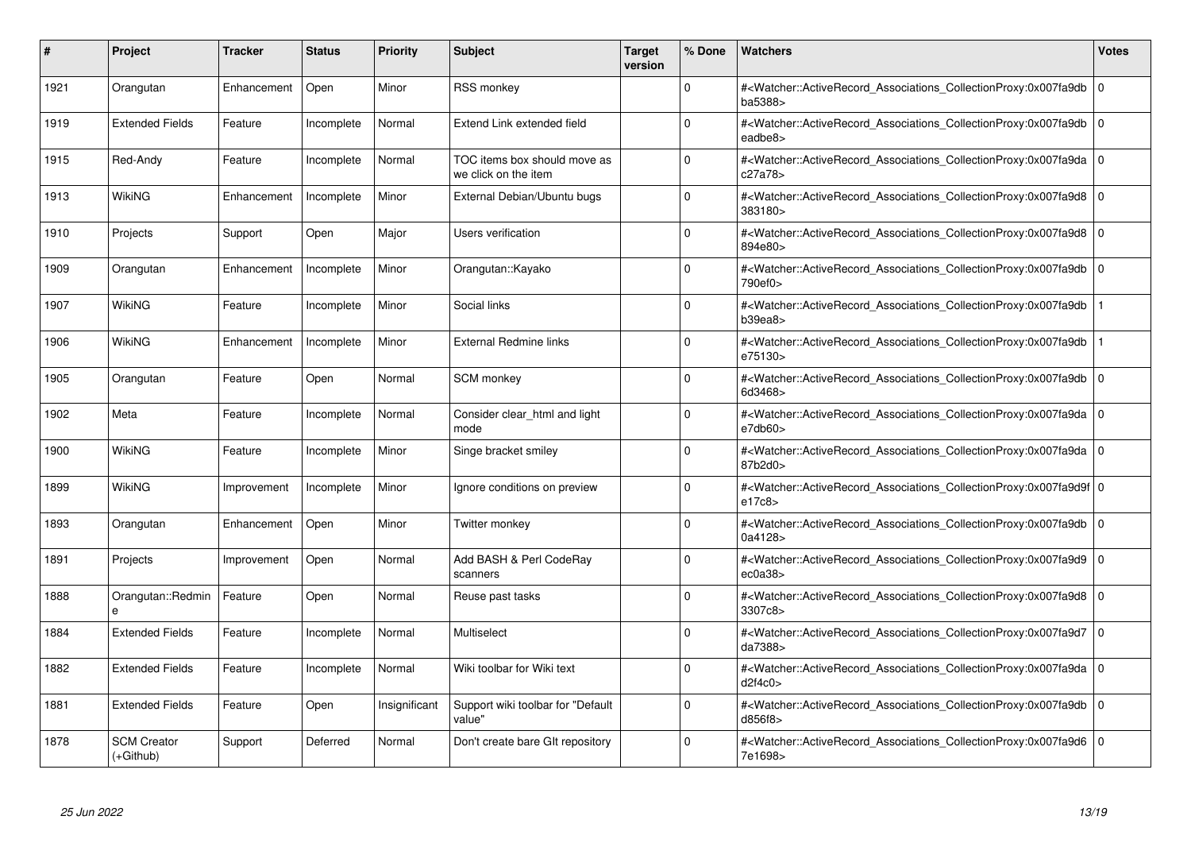| # | Project | Tracker | Status | Priority | Subject | Target version | % Done | Watchers | Votes |
|---|---|---|---|---|---|---|---|---|---|
| 1921 | Orangutan | Enhancement | Open | Minor | RSS monkey | | 0 | #<Watcher::ActiveRecord_Associations_CollectionProxy:0x007fa9db ba5388> | 0 |
| 1919 | Extended Fields | Feature | Incomplete | Normal | Extend Link extended field | | 0 | #<Watcher::ActiveRecord_Associations_CollectionProxy:0x007fa9db eadbe8> | 0 |
| 1915 | Red-Andy | Feature | Incomplete | Normal | TOC items box should move as we click on the item | | 0 | #<Watcher::ActiveRecord_Associations_CollectionProxy:0x007fa9da c27a78> | 0 |
| 1913 | WikiNG | Enhancement | Incomplete | Minor | External Debian/Ubuntu bugs | | 0 | #<Watcher::ActiveRecord_Associations_CollectionProxy:0x007fa9d8 383180> | 0 |
| 1910 | Projects | Support | Open | Major | Users verification | | 0 | #<Watcher::ActiveRecord_Associations_CollectionProxy:0x007fa9d8 894e80> | 0 |
| 1909 | Orangutan | Enhancement | Incomplete | Minor | Orangutan::Kayako | | 0 | #<Watcher::ActiveRecord_Associations_CollectionProxy:0x007fa9db 790ef0> | 0 |
| 1907 | WikiNG | Feature | Incomplete | Minor | Social links | | 0 | #<Watcher::ActiveRecord_Associations_CollectionProxy:0x007fa9db b39ea8> | 1 |
| 1906 | WikiNG | Enhancement | Incomplete | Minor | External Redmine links | | 0 | #<Watcher::ActiveRecord_Associations_CollectionProxy:0x007fa9db e75130> | 1 |
| 1905 | Orangutan | Feature | Open | Normal | SCM monkey | | 0 | #<Watcher::ActiveRecord_Associations_CollectionProxy:0x007fa9db 6d3468> | 0 |
| 1902 | Meta | Feature | Incomplete | Normal | Consider clear_html and light mode | | 0 | #<Watcher::ActiveRecord_Associations_CollectionProxy:0x007fa9da e7db60> | 0 |
| 1900 | WikiNG | Feature | Incomplete | Minor | Singe bracket smiley | | 0 | #<Watcher::ActiveRecord_Associations_CollectionProxy:0x007fa9da 87b2d0> | 0 |
| 1899 | WikiNG | Improvement | Incomplete | Minor | Ignore conditions on preview | | 0 | #<Watcher::ActiveRecord_Associations_CollectionProxy:0x007fa9d9f e17c8> | 0 |
| 1893 | Orangutan | Enhancement | Open | Minor | Twitter monkey | | 0 | #<Watcher::ActiveRecord_Associations_CollectionProxy:0x007fa9db 0a4128> | 0 |
| 1891 | Projects | Improvement | Open | Normal | Add BASH & Perl CodeRay scanners | | 0 | #<Watcher::ActiveRecord_Associations_CollectionProxy:0x007fa9d9 ec0a38> | 0 |
| 1888 | Orangutan::Redmine | Feature | Open | Normal | Reuse past tasks | | 0 | #<Watcher::ActiveRecord_Associations_CollectionProxy:0x007fa9d8 3307c8> | 0 |
| 1884 | Extended Fields | Feature | Incomplete | Normal | Multiselect | | 0 | #<Watcher::ActiveRecord_Associations_CollectionProxy:0x007fa9d7 da7388> | 0 |
| 1882 | Extended Fields | Feature | Incomplete | Normal | Wiki toolbar for Wiki text | | 0 | #<Watcher::ActiveRecord_Associations_CollectionProxy:0x007fa9da d2f4c0> | 0 |
| 1881 | Extended Fields | Feature | Open | Insignificant | Support wiki toolbar for "Default value" | | 0 | #<Watcher::ActiveRecord_Associations_CollectionProxy:0x007fa9db d856f8> | 0 |
| 1878 | SCM Creator (+Github) | Support | Deferred | Normal | Don't create bare GIt repository | | 0 | #<Watcher::ActiveRecord_Associations_CollectionProxy:0x007fa9d6 7e1698> | 0 |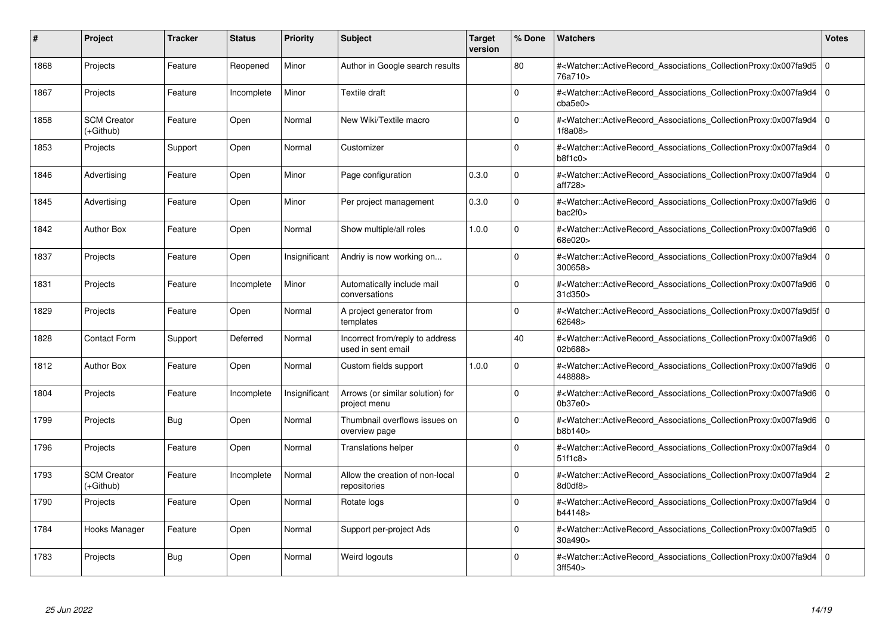| # | Project | Tracker | Status | Priority | Subject | Target version | % Done | Watchers | Votes |
|---|---|---|---|---|---|---|---|---|---|
| 1868 | Projects | Feature | Reopened | Minor | Author in Google search results | | 80 | #<Watcher::ActiveRecord_Associations_CollectionProxy:0x007fa9d576a710> | 0 |
| 1867 | Projects | Feature | Incomplete | Minor | Textile draft | | 0 | #<Watcher::ActiveRecord_Associations_CollectionProxy:0x007fa9d4cba5e0> | 0 |
| 1858 | SCM Creator (+Github) | Feature | Open | Normal | New Wiki/Textile macro | | 0 | #<Watcher::ActiveRecord_Associations_CollectionProxy:0x007fa9d41f8a08> | 0 |
| 1853 | Projects | Support | Open | Normal | Customizer | | 0 | #<Watcher::ActiveRecord_Associations_CollectionProxy:0x007fa9d4b8f1c0> | 0 |
| 1846 | Advertising | Feature | Open | Minor | Page configuration | 0.3.0 | 0 | #<Watcher::ActiveRecord_Associations_CollectionProxy:0x007fa9d4aff728> | 0 |
| 1845 | Advertising | Feature | Open | Minor | Per project management | 0.3.0 | 0 | #<Watcher::ActiveRecord_Associations_CollectionProxy:0x007fa9d6bac2f0> | 0 |
| 1842 | Author Box | Feature | Open | Normal | Show multiple/all roles | 1.0.0 | 0 | #<Watcher::ActiveRecord_Associations_CollectionProxy:0x007fa9d668e020> | 0 |
| 1837 | Projects | Feature | Open | Insignificant | Andriy is now working on... | | 0 | #<Watcher::ActiveRecord_Associations_CollectionProxy:0x007fa9d4300658> | 0 |
| 1831 | Projects | Feature | Incomplete | Minor | Automatically include mail conversations | | 0 | #<Watcher::ActiveRecord_Associations_CollectionProxy:0x007fa9d631d350> | 0 |
| 1829 | Projects | Feature | Open | Normal | A project generator from templates | | 0 | #<Watcher::ActiveRecord_Associations_CollectionProxy:0x007fa9d5f62648> | 0 |
| 1828 | Contact Form | Support | Deferred | Normal | Incorrect from/reply to address used in sent email | | 40 | #<Watcher::ActiveRecord_Associations_CollectionProxy:0x007fa9d602b688> | 0 |
| 1812 | Author Box | Feature | Open | Normal | Custom fields support | 1.0.0 | 0 | #<Watcher::ActiveRecord_Associations_CollectionProxy:0x007fa9d6448888> | 0 |
| 1804 | Projects | Feature | Incomplete | Insignificant | Arrows (or similar solution) for project menu | | 0 | #<Watcher::ActiveRecord_Associations_CollectionProxy:0x007fa9d60b37e0> | 0 |
| 1799 | Projects | Bug | Open | Normal | Thumbnail overflows issues on overview page | | 0 | #<Watcher::ActiveRecord_Associations_CollectionProxy:0x007fa9d6b8b140> | 0 |
| 1796 | Projects | Feature | Open | Normal | Translations helper | | 0 | #<Watcher::ActiveRecord_Associations_CollectionProxy:0x007fa9d451f1c8> | 0 |
| 1793 | SCM Creator (+Github) | Feature | Incomplete | Normal | Allow the creation of non-local repositories | | 0 | #<Watcher::ActiveRecord_Associations_CollectionProxy:0x007fa9d48d0df8> | 2 |
| 1790 | Projects | Feature | Open | Normal | Rotate logs | | 0 | #<Watcher::ActiveRecord_Associations_CollectionProxy:0x007fa9d4b44148> | 0 |
| 1784 | Hooks Manager | Feature | Open | Normal | Support per-project Ads | | 0 | #<Watcher::ActiveRecord_Associations_CollectionProxy:0x007fa9d530a490> | 0 |
| 1783 | Projects | Bug | Open | Normal | Weird logouts | | 0 | #<Watcher::ActiveRecord_Associations_CollectionProxy:0x007fa9d43ff540> | 0 |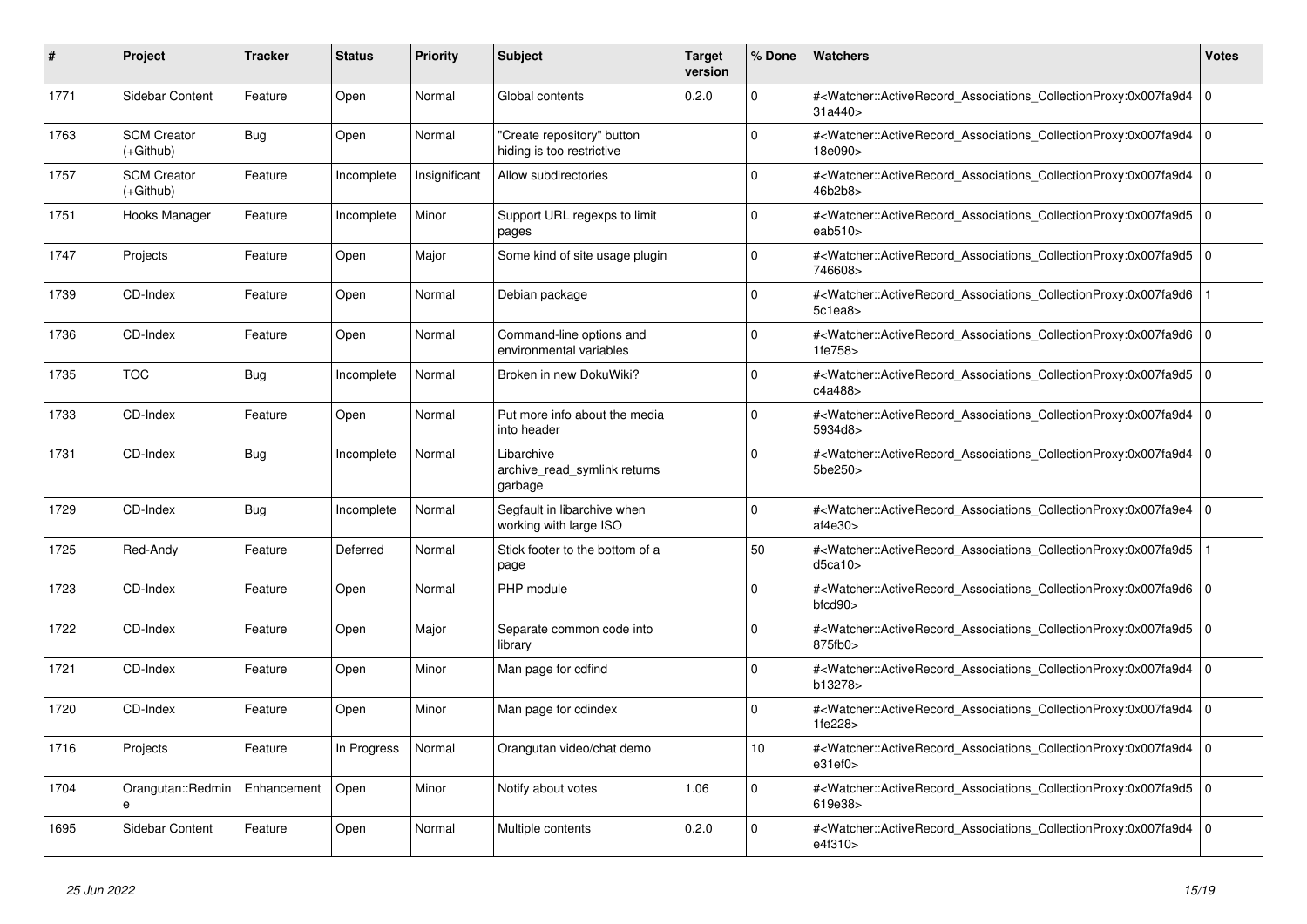| # | Project | Tracker | Status | Priority | Subject | Target version | % Done | Watchers | Votes |
|---|---|---|---|---|---|---|---|---|---|
| 1771 | Sidebar Content | Feature | Open | Normal | Global contents | 0.2.0 | 0 | #<Watcher::ActiveRecord_Associations_CollectionProxy:0x007fa9d431a440> | 0 |
| 1763 | SCM Creator (+Github) | Bug | Open | Normal | "Create repository" button hiding is too restrictive | | 0 | #<Watcher::ActiveRecord_Associations_CollectionProxy:0x007fa9d418e090> | 0 |
| 1757 | SCM Creator (+Github) | Feature | Incomplete | Insignificant | Allow subdirectories | | 0 | #<Watcher::ActiveRecord_Associations_CollectionProxy:0x007fa9d446b2b8> | 0 |
| 1751 | Hooks Manager | Feature | Incomplete | Minor | Support URL regexps to limit pages | | 0 | #<Watcher::ActiveRecord_Associations_CollectionProxy:0x007fa9d5eab510> | 0 |
| 1747 | Projects | Feature | Open | Major | Some kind of site usage plugin | | 0 | #<Watcher::ActiveRecord_Associations_CollectionProxy:0x007fa9d5746608> | 0 |
| 1739 | CD-Index | Feature | Open | Normal | Debian package | | 0 | #<Watcher::ActiveRecord_Associations_CollectionProxy:0x007fa9d65c1ea8> | 1 |
| 1736 | CD-Index | Feature | Open | Normal | Command-line options and environmental variables | | 0 | #<Watcher::ActiveRecord_Associations_CollectionProxy:0x007fa9d61fe758> | 0 |
| 1735 | TOC | Bug | Incomplete | Normal | Broken in new DokuWiki? | | 0 | #<Watcher::ActiveRecord_Associations_CollectionProxy:0x007fa9d5c4a488> | 0 |
| 1733 | CD-Index | Feature | Open | Normal | Put more info about the media into header | | 0 | #<Watcher::ActiveRecord_Associations_CollectionProxy:0x007fa9d45934d8> | 0 |
| 1731 | CD-Index | Bug | Incomplete | Normal | Libarchive archive_read_symlink returns garbage | | 0 | #<Watcher::ActiveRecord_Associations_CollectionProxy:0x007fa9d45be250> | 0 |
| 1729 | CD-Index | Bug | Incomplete | Normal | Segfault in libarchive when working with large ISO | | 0 | #<Watcher::ActiveRecord_Associations_CollectionProxy:0x007fa9e4af4e30> | 0 |
| 1725 | Red-Andy | Feature | Deferred | Normal | Stick footer to the bottom of a page | | 50 | #<Watcher::ActiveRecord_Associations_CollectionProxy:0x007fa9d5d5ca10> | 1 |
| 1723 | CD-Index | Feature | Open | Normal | PHP module | | 0 | #<Watcher::ActiveRecord_Associations_CollectionProxy:0x007fa9d6bfcd90> | 0 |
| 1722 | CD-Index | Feature | Open | Major | Separate common code into library | | 0 | #<Watcher::ActiveRecord_Associations_CollectionProxy:0x007fa9d5875fb0> | 0 |
| 1721 | CD-Index | Feature | Open | Minor | Man page for cdfind | | 0 | #<Watcher::ActiveRecord_Associations_CollectionProxy:0x007fa9d4b13278> | 0 |
| 1720 | CD-Index | Feature | Open | Minor | Man page for cdindex | | 0 | #<Watcher::ActiveRecord_Associations_CollectionProxy:0x007fa9d41fe228> | 0 |
| 1716 | Projects | Feature | In Progress | Normal | Orangutan video/chat demo | | 10 | #<Watcher::ActiveRecord_Associations_CollectionProxy:0x007fa9d4e31ef0> | 0 |
| 1704 | Orangutan::Redmine | Enhancement | Open | Minor | Notify about votes | 1.06 | 0 | #<Watcher::ActiveRecord_Associations_CollectionProxy:0x007fa9d5619e38> | 0 |
| 1695 | Sidebar Content | Feature | Open | Normal | Multiple contents | 0.2.0 | 0 | #<Watcher::ActiveRecord_Associations_CollectionProxy:0x007fa9d4e4f310> | 0 |

*25 Jun 2022*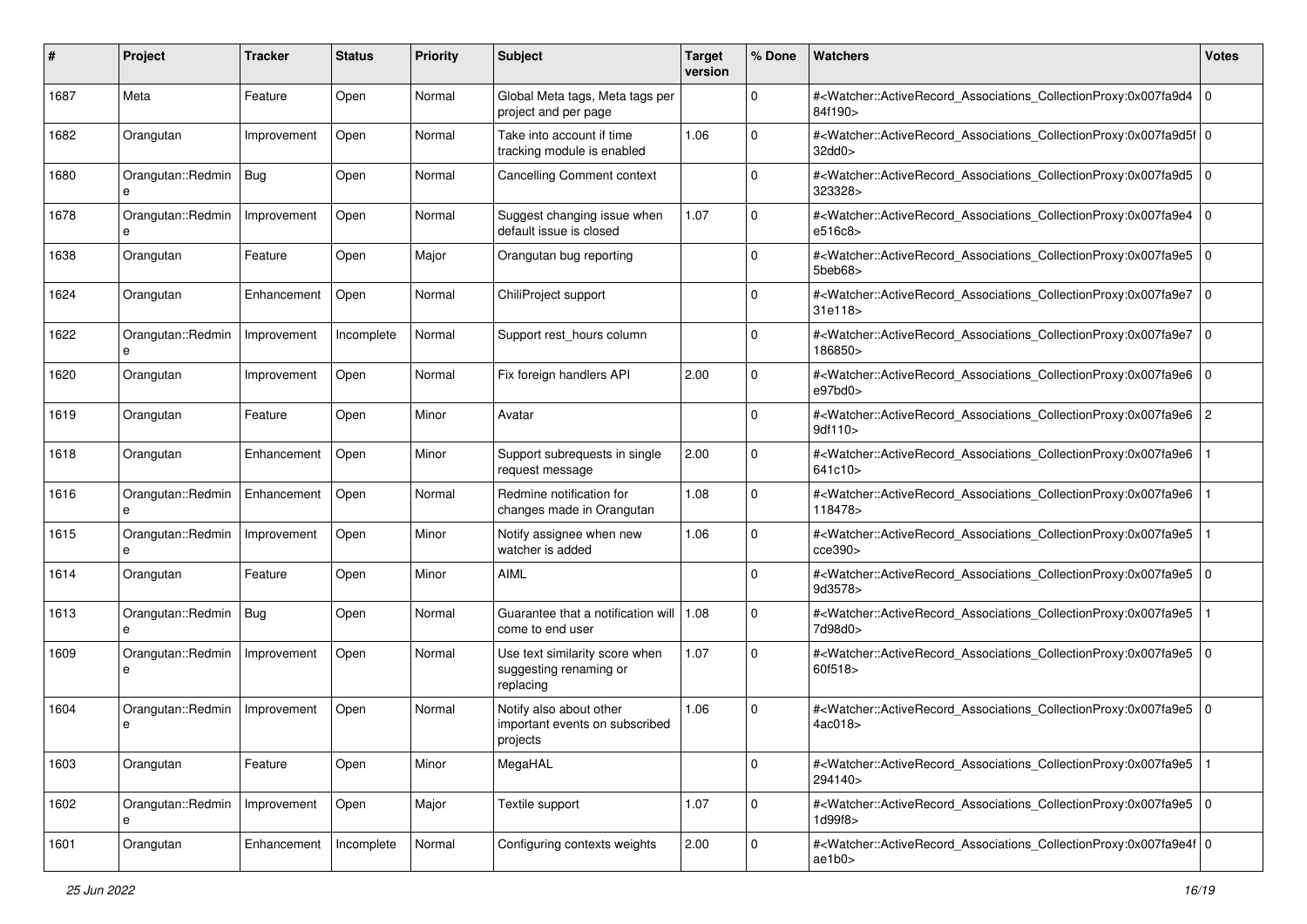| # | Project | Tracker | Status | Priority | Subject | Target version | % Done | Watchers | Votes |
|---|---|---|---|---|---|---|---|---|---|
| 1687 | Meta | Feature | Open | Normal | Global Meta tags, Meta tags per project and per page | | 0 | #<Watcher::ActiveRecord_Associations_CollectionProxy:0x007fa9d484f190> | 0 |
| 1682 | Orangutan | Improvement | Open | Normal | Take into account if time tracking module is enabled | 1.06 | 0 | #<Watcher::ActiveRecord_Associations_CollectionProxy:0x007fa9d5f32dd0> | 0 |
| 1680 | Orangutan::Redmine | Bug | Open | Normal | Cancelling Comment context | | 0 | #<Watcher::ActiveRecord_Associations_CollectionProxy:0x007fa9d5323328> | 0 |
| 1678 | Orangutan::Redmine | Improvement | Open | Normal | Suggest changing issue when default issue is closed | 1.07 | 0 | #<Watcher::ActiveRecord_Associations_CollectionProxy:0x007fa9e4e516c8> | 0 |
| 1638 | Orangutan | Feature | Open | Major | Orangutan bug reporting | | 0 | #<Watcher::ActiveRecord_Associations_CollectionProxy:0x007fa9e55beb68> | 0 |
| 1624 | Orangutan | Enhancement | Open | Normal | ChiliProject support | | 0 | #<Watcher::ActiveRecord_Associations_CollectionProxy:0x007fa9e731e118> | 0 |
| 1622 | Orangutan::Redmine | Improvement | Incomplete | Normal | Support rest_hours column | | 0 | #<Watcher::ActiveRecord_Associations_CollectionProxy:0x007fa9e7186850> | 0 |
| 1620 | Orangutan | Improvement | Open | Normal | Fix foreign handlers API | 2.00 | 0 | #<Watcher::ActiveRecord_Associations_CollectionProxy:0x007fa9e6e97bd0> | 0 |
| 1619 | Orangutan | Feature | Open | Minor | Avatar | | 0 | #<Watcher::ActiveRecord_Associations_CollectionProxy:0x007fa9e69df110> | 2 |
| 1618 | Orangutan | Enhancement | Open | Minor | Support subrequests in single request message | 2.00 | 0 | #<Watcher::ActiveRecord_Associations_CollectionProxy:0x007fa9e6641c10> | 1 |
| 1616 | Orangutan::Redmine | Enhancement | Open | Normal | Redmine notification for changes made in Orangutan | 1.08 | 0 | #<Watcher::ActiveRecord_Associations_CollectionProxy:0x007fa9e6118478> | 1 |
| 1615 | Orangutan::Redmine | Improvement | Open | Minor | Notify assignee when new watcher is added | 1.06 | 0 | #<Watcher::ActiveRecord_Associations_CollectionProxy:0x007fa9e5cce390> | 1 |
| 1614 | Orangutan | Feature | Open | Minor | AIML | | 0 | #<Watcher::ActiveRecord_Associations_CollectionProxy:0x007fa9e59d3578> | 0 |
| 1613 | Orangutan::Redmine | Bug | Open | Normal | Guarantee that a notification will come to end user | 1.08 | 0 | #<Watcher::ActiveRecord_Associations_CollectionProxy:0x007fa9e57d98d0> | 1 |
| 1609 | Orangutan::Redmine | Improvement | Open | Normal | Use text similarity score when suggesting renaming or replacing | 1.07 | 0 | #<Watcher::ActiveRecord_Associations_CollectionProxy:0x007fa9e560f518> | 0 |
| 1604 | Orangutan::Redmine | Improvement | Open | Normal | Notify also about other important events on subscribed projects | 1.06 | 0 | #<Watcher::ActiveRecord_Associations_CollectionProxy:0x007fa9e54ac018> | 0 |
| 1603 | Orangutan | Feature | Open | Minor | MegaHAL | | 0 | #<Watcher::ActiveRecord_Associations_CollectionProxy:0x007fa9e5294140> | 1 |
| 1602 | Orangutan::Redmine | Improvement | Open | Major | Textile support | 1.07 | 0 | #<Watcher::ActiveRecord_Associations_CollectionProxy:0x007fa9e51d99f8> | 0 |
| 1601 | Orangutan | Enhancement | Incomplete | Normal | Configuring contexts weights | 2.00 | 0 | #<Watcher::ActiveRecord_Associations_CollectionProxy:0x007fa9e4fae1b0> | 0 |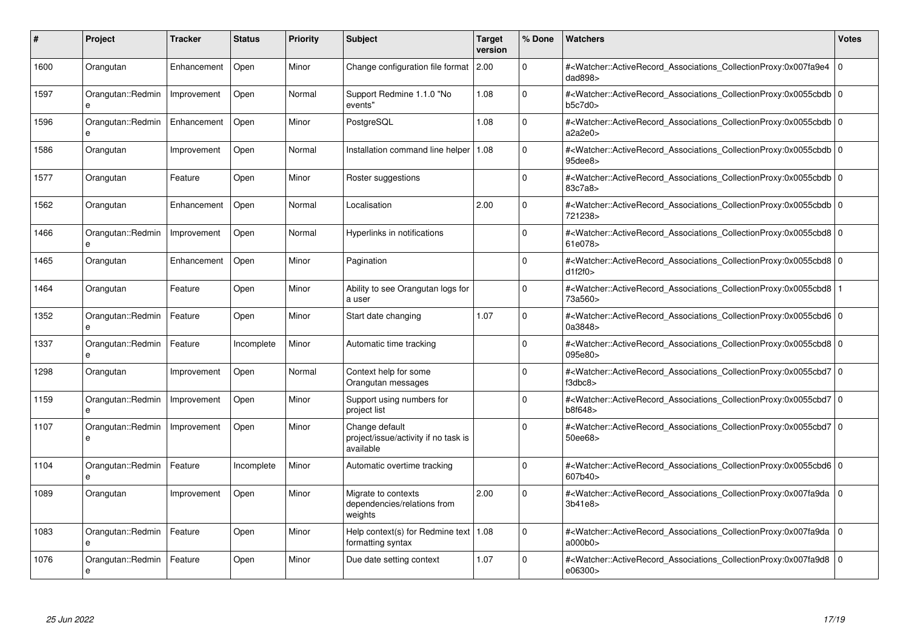| # | Project | Tracker | Status | Priority | Subject | Target version | % Done | Watchers | Votes |
|---|---|---|---|---|---|---|---|---|---|
| 1600 | Orangutan | Enhancement | Open | Minor | Change configuration file format | 2.00 | 0 | #<Watcher::ActiveRecord_Associations_CollectionProxy:0x007fa9e4dad898> | 0 |
| 1597 | Orangutan::Redmine | Improvement | Open | Normal | Support Redmine 1.1.0 "No events" | 1.08 | 0 | #<Watcher::ActiveRecord_Associations_CollectionProxy:0x0055cbdbb5c7d0> | 0 |
| 1596 | Orangutan::Redmine | Enhancement | Open | Minor | PostgreSQL | 1.08 | 0 | #<Watcher::ActiveRecord_Associations_CollectionProxy:0x0055cbdba2a2e0> | 0 |
| 1586 | Orangutan | Improvement | Open | Normal | Installation command line helper | 1.08 | 0 | #<Watcher::ActiveRecord_Associations_CollectionProxy:0x0055cbdb95dee8> | 0 |
| 1577 | Orangutan | Feature | Open | Minor | Roster suggestions | | 0 | #<Watcher::ActiveRecord_Associations_CollectionProxy:0x0055cbdb83c7a8> | 0 |
| 1562 | Orangutan | Enhancement | Open | Normal | Localisation | 2.00 | 0 | #<Watcher::ActiveRecord_Associations_CollectionProxy:0x0055cbdb721238> | 0 |
| 1466 | Orangutan::Redmine | Improvement | Open | Normal | Hyperlinks in notifications | | 0 | #<Watcher::ActiveRecord_Associations_CollectionProxy:0x0055cbd861e078> | 0 |
| 1465 | Orangutan | Enhancement | Open | Minor | Pagination | | 0 | #<Watcher::ActiveRecord_Associations_CollectionProxy:0x0055cbd8d1f2f0> | 0 |
| 1464 | Orangutan | Feature | Open | Minor | Ability to see Orangutan logs for a user | | 0 | #<Watcher::ActiveRecord_Associations_CollectionProxy:0x0055cbd873a560> | 1 |
| 1352 | Orangutan::Redmine | Feature | Open | Minor | Start date changing | 1.07 | 0 | #<Watcher::ActiveRecord_Associations_CollectionProxy:0x0055cbd60a3848> | 0 |
| 1337 | Orangutan::Redmine | Feature | Incomplete | Minor | Automatic time tracking | | 0 | #<Watcher::ActiveRecord_Associations_CollectionProxy:0x0055cbd8095e80> | 0 |
| 1298 | Orangutan | Improvement | Open | Normal | Context help for some Orangutan messages | | 0 | #<Watcher::ActiveRecord_Associations_CollectionProxy:0x0055cbd7f3dbc8> | 0 |
| 1159 | Orangutan::Redmine | Improvement | Open | Minor | Support using numbers for project list | | 0 | #<Watcher::ActiveRecord_Associations_CollectionProxy:0x0055cbd7b8f648> | 0 |
| 1107 | Orangutan::Redmine | Improvement | Open | Minor | Change default project/issue/activity if no task is available | | 0 | #<Watcher::ActiveRecord_Associations_CollectionProxy:0x0055cbd750ee68> | 0 |
| 1104 | Orangutan::Redmine | Feature | Incomplete | Minor | Automatic overtime tracking | | 0 | #<Watcher::ActiveRecord_Associations_CollectionProxy:0x0055cbd6607b40> | 0 |
| 1089 | Orangutan | Improvement | Open | Minor | Migrate to contexts dependencies/relations from weights | 2.00 | 0 | #<Watcher::ActiveRecord_Associations_CollectionProxy:0x007fa9da3b41e8> | 0 |
| 1083 | Orangutan::Redmine | Feature | Open | Minor | Help context(s) for Redmine text formatting syntax | 1.08 | 0 | #<Watcher::ActiveRecord_Associations_CollectionProxy:0x007fa9daa000b0> | 0 |
| 1076 | Orangutan::Redmine | Feature | Open | Minor | Due date setting context | 1.07 | 0 | #<Watcher::ActiveRecord_Associations_CollectionProxy:0x007fa9d8e06300> | 0 |

*25 Jun 2022*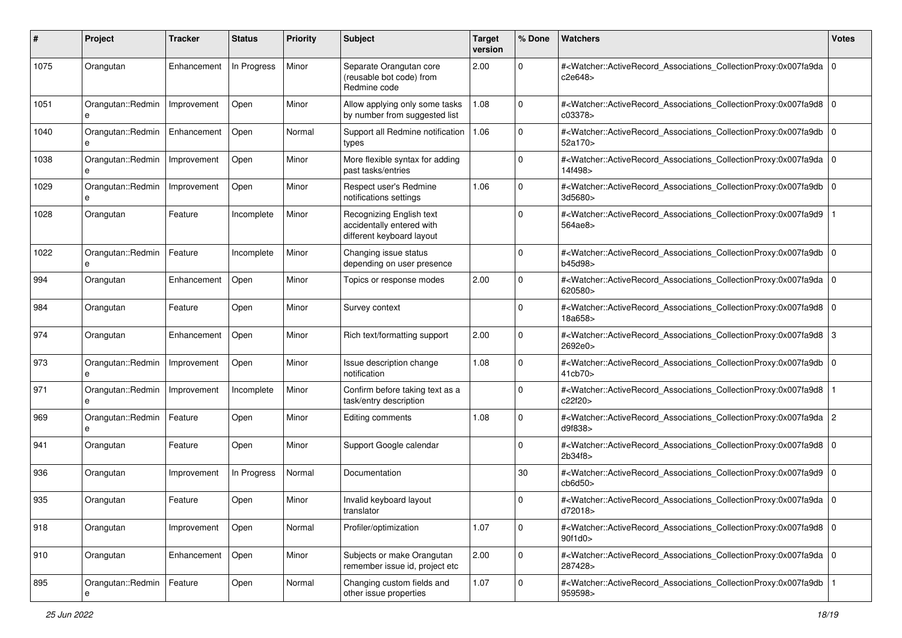| # | Project | Tracker | Status | Priority | Subject | Target version | % Done | Watchers | Votes |
|---|---|---|---|---|---|---|---|---|---|
| 1075 | Orangutan | Enhancement | In Progress | Minor | Separate Orangutan core (reusable bot code) from Redmine code | 2.00 | 0 | #<Watcher::ActiveRecord_Associations_CollectionProxy:0x007fa9dac2e648> | 0 |
| 1051 | Orangutan::Redmine | Improvement | Open | Minor | Allow applying only some tasks by number from suggested list | 1.08 | 0 | #<Watcher::ActiveRecord_Associations_CollectionProxy:0x007fa9d8c03378> | 0 |
| 1040 | Orangutan::Redmine | Enhancement | Open | Normal | Support all Redmine notification types | 1.06 | 0 | #<Watcher::ActiveRecord_Associations_CollectionProxy:0x007fa9db52a170> | 0 |
| 1038 | Orangutan::Redmine | Improvement | Open | Minor | More flexible syntax for adding past tasks/entries | | 0 | #<Watcher::ActiveRecord_Associations_CollectionProxy:0x007fa9da14f498> | 0 |
| 1029 | Orangutan::Redmine | Improvement | Open | Minor | Respect user's Redmine notifications settings | 1.06 | 0 | #<Watcher::ActiveRecord_Associations_CollectionProxy:0x007fa9db3d5680> | 0 |
| 1028 | Orangutan | Feature | Incomplete | Minor | Recognizing English text accidentally entered with different keyboard layout | | 0 | #<Watcher::ActiveRecord_Associations_CollectionProxy:0x007fa9d9564ae8> | 1 |
| 1022 | Orangutan::Redmine | Feature | Incomplete | Minor | Changing issue status depending on user presence | | 0 | #<Watcher::ActiveRecord_Associations_CollectionProxy:0x007fa9dbb45d98> | 0 |
| 994 | Orangutan | Enhancement | Open | Minor | Topics or response modes | 2.00 | 0 | #<Watcher::ActiveRecord_Associations_CollectionProxy:0x007fa9da620580> | 0 |
| 984 | Orangutan | Feature | Open | Minor | Survey context | | 0 | #<Watcher::ActiveRecord_Associations_CollectionProxy:0x007fa9d818a658> | 0 |
| 974 | Orangutan | Enhancement | Open | Minor | Rich text/formatting support | 2.00 | 0 | #<Watcher::ActiveRecord_Associations_CollectionProxy:0x007fa9d82692e0> | 3 |
| 973 | Orangutan::Redmine | Improvement | Open | Minor | Issue description change notification | 1.08 | 0 | #<Watcher::ActiveRecord_Associations_CollectionProxy:0x007fa9db41cb70> | 0 |
| 971 | Orangutan::Redmine | Improvement | Incomplete | Minor | Confirm before taking text as a task/entry description | | 0 | #<Watcher::ActiveRecord_Associations_CollectionProxy:0x007fa9d8c22f20> | 1 |
| 969 | Orangutan::Redmine | Feature | Open | Minor | Editing comments | 1.08 | 0 | #<Watcher::ActiveRecord_Associations_CollectionProxy:0x007fa9dad9f838> | 2 |
| 941 | Orangutan | Feature | Open | Minor | Support Google calendar | | 0 | #<Watcher::ActiveRecord_Associations_CollectionProxy:0x007fa9d82b34f8> | 0 |
| 936 | Orangutan | Improvement | In Progress | Normal | Documentation | | 30 | #<Watcher::ActiveRecord_Associations_CollectionProxy:0x007fa9d9cb6d50> | 0 |
| 935 | Orangutan | Feature | Open | Minor | Invalid keyboard layout translator | | 0 | #<Watcher::ActiveRecord_Associations_CollectionProxy:0x007fa9dad72018> | 0 |
| 918 | Orangutan | Improvement | Open | Normal | Profiler/optimization | 1.07 | 0 | #<Watcher::ActiveRecord_Associations_CollectionProxy:0x007fa9d890f1d0> | 0 |
| 910 | Orangutan | Enhancement | Open | Minor | Subjects or make Orangutan remember issue id, project etc | 2.00 | 0 | #<Watcher::ActiveRecord_Associations_CollectionProxy:0x007fa9da287428> | 0 |
| 895 | Orangutan::Redmine | Feature | Open | Normal | Changing custom fields and other issue properties | 1.07 | 0 | #<Watcher::ActiveRecord_Associations_CollectionProxy:0x007fa9db959598> | 1 |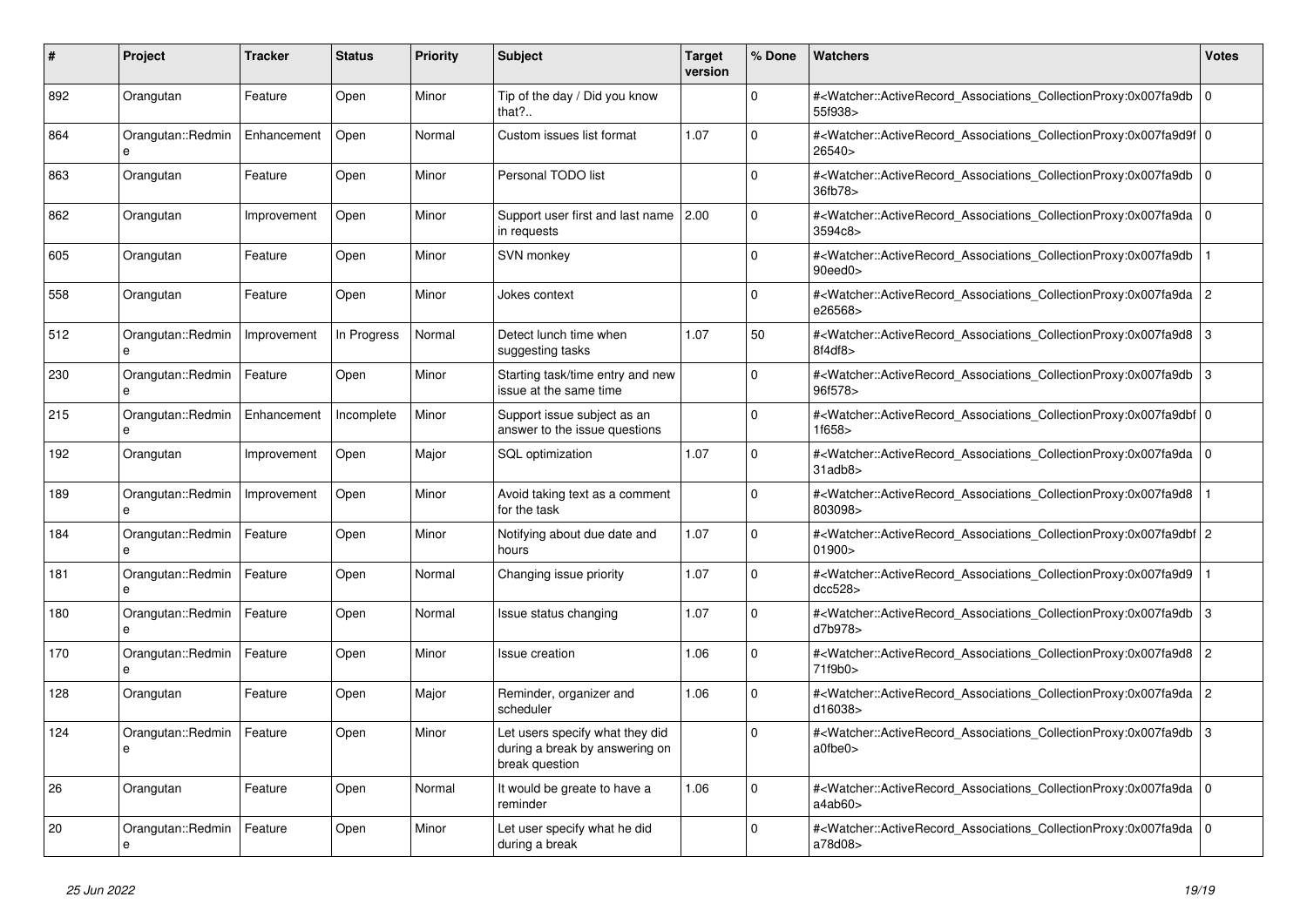| # | Project | Tracker | Status | Priority | Subject | Target version | % Done | Watchers | Votes |
|---|---|---|---|---|---|---|---|---|---|
| 892 | Orangutan | Feature | Open | Minor | Tip of the day / Did you know that?.. | | 0 | #<Watcher::ActiveRecord_Associations_CollectionProxy:0x007fa9db55f938> | 0 |
| 864 | Orangutan::Redmine | Enhancement | Open | Normal | Custom issues list format | 1.07 | 0 | #<Watcher::ActiveRecord_Associations_CollectionProxy:0x007fa9d9f26540> | 0 |
| 863 | Orangutan | Feature | Open | Minor | Personal TODO list | | 0 | #<Watcher::ActiveRecord_Associations_CollectionProxy:0x007fa9db36fb78> | 0 |
| 862 | Orangutan | Improvement | Open | Minor | Support user first and last name in requests | 2.00 | 0 | #<Watcher::ActiveRecord_Associations_CollectionProxy:0x007fa9da3594c8> | 0 |
| 605 | Orangutan | Feature | Open | Minor | SVN monkey | | 0 | #<Watcher::ActiveRecord_Associations_CollectionProxy:0x007fa9db90eed0> | 1 |
| 558 | Orangutan | Feature | Open | Minor | Jokes context | | 0 | #<Watcher::ActiveRecord_Associations_CollectionProxy:0x007fa9dae26568> | 2 |
| 512 | Orangutan::Redmine | Improvement | In Progress | Normal | Detect lunch time when suggesting tasks | 1.07 | 50 | #<Watcher::ActiveRecord_Associations_CollectionProxy:0x007fa9d88f4df8> | 3 |
| 230 | Orangutan::Redmine | Feature | Open | Minor | Starting task/time entry and new issue at the same time | | 0 | #<Watcher::ActiveRecord_Associations_CollectionProxy:0x007fa9db96f578> | 3 |
| 215 | Orangutan::Redmine | Enhancement | Incomplete | Minor | Support issue subject as an answer to the issue questions | | 0 | #<Watcher::ActiveRecord_Associations_CollectionProxy:0x007fa9dbf1f658> | 0 |
| 192 | Orangutan | Improvement | Open | Major | SQL optimization | 1.07 | 0 | #<Watcher::ActiveRecord_Associations_CollectionProxy:0x007fa9da31adb8> | 0 |
| 189 | Orangutan::Redmine | Improvement | Open | Minor | Avoid taking text as a comment for the task | | 0 | #<Watcher::ActiveRecord_Associations_CollectionProxy:0x007fa9d8803098> | 1 |
| 184 | Orangutan::Redmine | Feature | Open | Minor | Notifying about due date and hours | 1.07 | 0 | #<Watcher::ActiveRecord_Associations_CollectionProxy:0x007fa9dbf01900> | 2 |
| 181 | Orangutan::Redmine | Feature | Open | Normal | Changing issue priority | 1.07 | 0 | #<Watcher::ActiveRecord_Associations_CollectionProxy:0x007fa9d9dcc528> | 1 |
| 180 | Orangutan::Redmine | Feature | Open | Normal | Issue status changing | 1.07 | 0 | #<Watcher::ActiveRecord_Associations_CollectionProxy:0x007fa9dbd7b978> | 3 |
| 170 | Orangutan::Redmine | Feature | Open | Minor | Issue creation | 1.06 | 0 | #<Watcher::ActiveRecord_Associations_CollectionProxy:0x007fa9d871f9b0> | 2 |
| 128 | Orangutan | Feature | Open | Major | Reminder, organizer and scheduler | 1.06 | 0 | #<Watcher::ActiveRecord_Associations_CollectionProxy:0x007fa9dad16038> | 2 |
| 124 | Orangutan::Redmine | Feature | Open | Minor | Let users specify what they did during a break by answering on break question | | 0 | #<Watcher::ActiveRecord_Associations_CollectionProxy:0x007fa9dba0fbe0> | 3 |
| 26 | Orangutan | Feature | Open | Normal | It would be greate to have a reminder | 1.06 | 0 | #<Watcher::ActiveRecord_Associations_CollectionProxy:0x007fa9daa4ab60> | 0 |
| 20 | Orangutan::Redmine | Feature | Open | Minor | Let user specify what he did during a break | | 0 | #<Watcher::ActiveRecord_Associations_CollectionProxy:0x007fa9daa78d08> | 0 |

*25 Jun 2022*